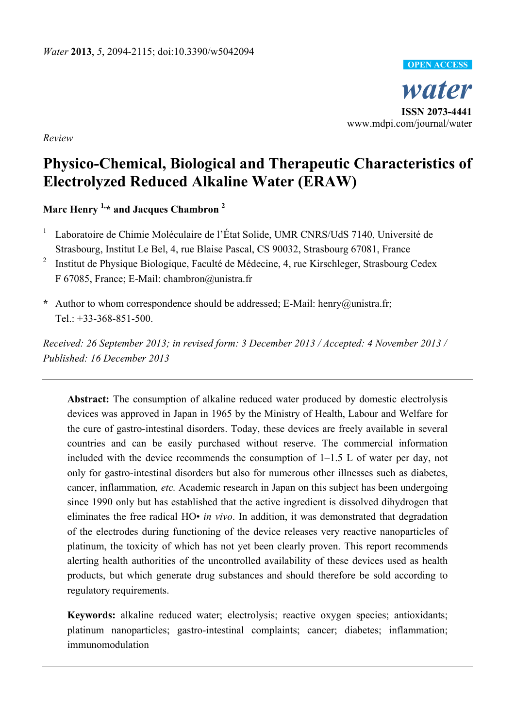*Water* **2013**, *5*, 2094-2115; doi:10.3390/w5042094

**OPEN ACCESS**

***water***

**ISSN 2073-4441**

www.mdpi.com/journal/water

*Review*

# Physico-Chemical, Biological and Therapeutic Characteristics of Electrolyzed Reduced Alkaline Water (ERAW)

**Marc Henry [1,*] and Jacques Chambron [2]**

[1] Laboratoire de Chimie Moléculaire de l'État Solide, UMR CNRS/UdS 7140, Université de Strasbourg, Institut Le Bel, 4, rue Blaise Pascal, CS 90032, Strasbourg 67081, France

[2] Institut de Physique Biologique, Faculté de Médecine, 4, rue Kirschleger, Strasbourg Cedex F 67085, France; E-Mail: chambron@unistra.fr

**\*** Author to whom correspondence should be addressed; E-Mail: henry@unistra.fr; Tel.: +33-368-851-500.

*Received: 26 September 2013; in revised form: 3 December 2013 / Accepted: 4 November 2013 / Published: 16 December 2013*

---

**Abstract:** The consumption of alkaline reduced water produced by domestic electrolysis devices was approved in Japan in 1965 by the Ministry of Health, Labour and Welfare for the cure of gastro-intestinal disorders. Today, these devices are freely available in several countries and can be easily purchased without reserve. The commercial information included with the device recommends the consumption of 1–1.5 L of water per day, not only for gastro-intestinal disorders but also for numerous other illnesses such as diabetes, cancer, inflammation*, etc.* Academic research in Japan on this subject has been undergoing since 1990 only but has established that the active ingredient is dissolved dihydrogen that eliminates the free radical HO• *in vivo*. In addition, it was demonstrated that degradation of the electrodes during functioning of the device releases very reactive nanoparticles of platinum, the toxicity of which has not yet been clearly proven. This report recommends alerting health authorities of the uncontrolled availability of these devices used as health products, but which generate drug substances and should therefore be sold according to regulatory requirements.

**Keywords:** alkaline reduced water; electrolysis; reactive oxygen species; antioxidants; platinum nanoparticles; gastro-intestinal complaints; cancer; diabetes; inflammation; immunomodulation

---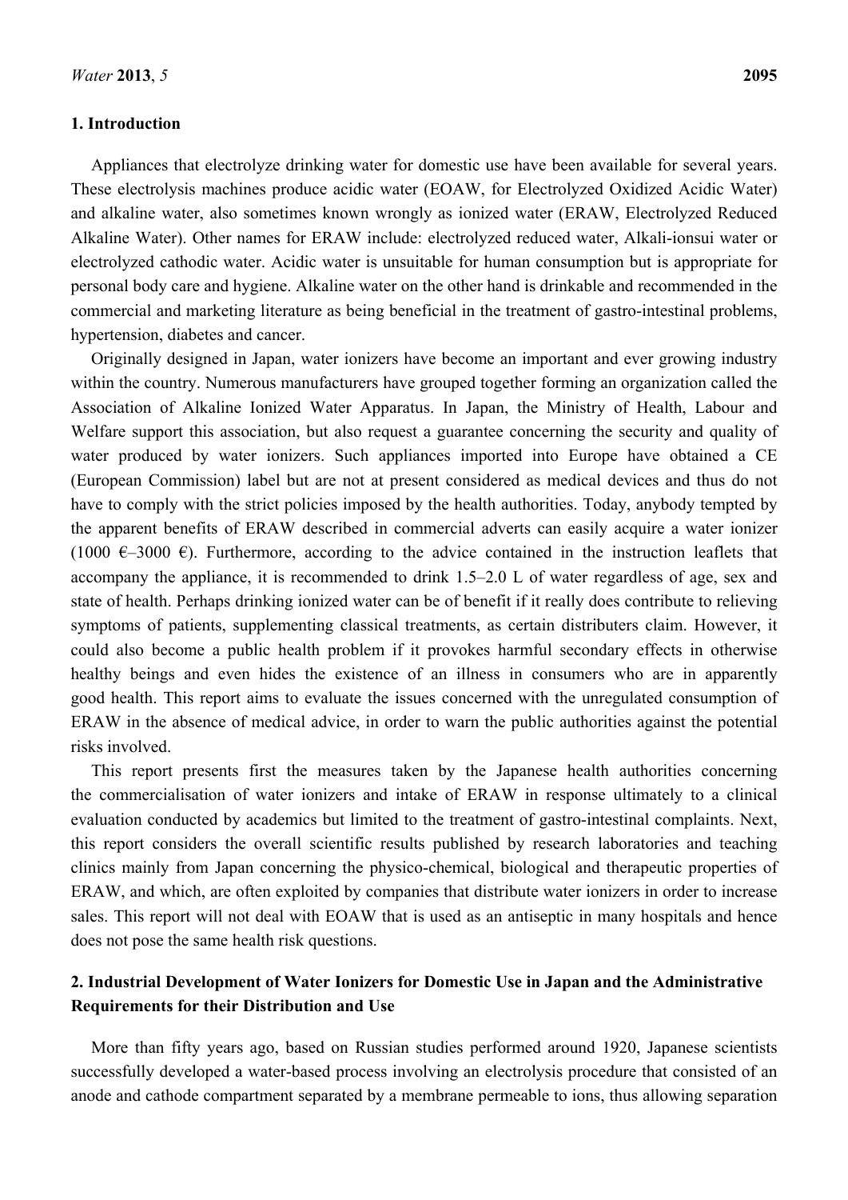## 1. Introduction

Appliances that electrolyze drinking water for domestic use have been available for several years. These electrolysis machines produce acidic water (EOAW, for Electrolyzed Oxidized Acidic Water) and alkaline water, also sometimes known wrongly as ionized water (ERAW, Electrolyzed Reduced Alkaline Water). Other names for ERAW include: electrolyzed reduced water, Alkali-ionsui water or electrolyzed cathodic water. Acidic water is unsuitable for human consumption but is appropriate for personal body care and hygiene. Alkaline water on the other hand is drinkable and recommended in the commercial and marketing literature as being beneficial in the treatment of gastro-intestinal problems, hypertension, diabetes and cancer.

Originally designed in Japan, water ionizers have become an important and ever growing industry within the country. Numerous manufacturers have grouped together forming an organization called the Association of Alkaline Ionized Water Apparatus. In Japan, the Ministry of Health, Labour and Welfare support this association, but also request a guarantee concerning the security and quality of water produced by water ionizers. Such appliances imported into Europe have obtained a CE (European Commission) label but are not at present considered as medical devices and thus do not have to comply with the strict policies imposed by the health authorities. Today, anybody tempted by the apparent benefits of ERAW described in commercial adverts can easily acquire a water ionizer (1000 €–3000 €). Furthermore, according to the advice contained in the instruction leaflets that accompany the appliance, it is recommended to drink 1.5–2.0 L of water regardless of age, sex and state of health. Perhaps drinking ionized water can be of benefit if it really does contribute to relieving symptoms of patients, supplementing classical treatments, as certain distributers claim. However, it could also become a public health problem if it provokes harmful secondary effects in otherwise healthy beings and even hides the existence of an illness in consumers who are in apparently good health. This report aims to evaluate the issues concerned with the unregulated consumption of ERAW in the absence of medical advice, in order to warn the public authorities against the potential risks involved.

This report presents first the measures taken by the Japanese health authorities concerning the commercialisation of water ionizers and intake of ERAW in response ultimately to a clinical evaluation conducted by academics but limited to the treatment of gastro-intestinal complaints. Next, this report considers the overall scientific results published by research laboratories and teaching clinics mainly from Japan concerning the physico-chemical, biological and therapeutic properties of ERAW, and which, are often exploited by companies that distribute water ionizers in order to increase sales. This report will not deal with EOAW that is used as an antiseptic in many hospitals and hence does not pose the same health risk questions.

## 2. Industrial Development of Water Ionizers for Domestic Use in Japan and the Administrative Requirements for their Distribution and Use

More than fifty years ago, based on Russian studies performed around 1920, Japanese scientists successfully developed a water-based process involving an electrolysis procedure that consisted of an anode and cathode compartment separated by a membrane permeable to ions, thus allowing separation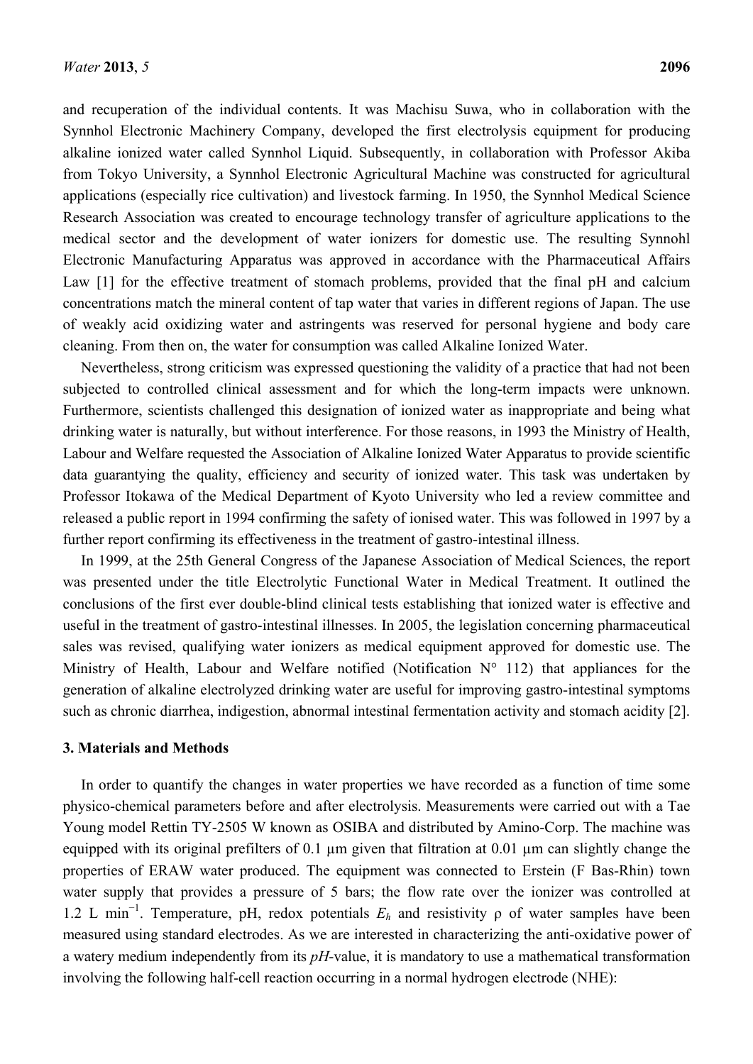and recuperation of the individual contents. It was Machisu Suwa, who in collaboration with the Synnhol Electronic Machinery Company, developed the first electrolysis equipment for producing alkaline ionized water called Synnhol Liquid. Subsequently, in collaboration with Professor Akiba from Tokyo University, a Synnhol Electronic Agricultural Machine was constructed for agricultural applications (especially rice cultivation) and livestock farming. In 1950, the Synnhol Medical Science Research Association was created to encourage technology transfer of agriculture applications to the medical sector and the development of water ionizers for domestic use. The resulting Synnohl Electronic Manufacturing Apparatus was approved in accordance with the Pharmaceutical Affairs Law [1] for the effective treatment of stomach problems, provided that the final pH and calcium concentrations match the mineral content of tap water that varies in different regions of Japan. The use of weakly acid oxidizing water and astringents was reserved for personal hygiene and body care cleaning. From then on, the water for consumption was called Alkaline Ionized Water.

Nevertheless, strong criticism was expressed questioning the validity of a practice that had not been subjected to controlled clinical assessment and for which the long-term impacts were unknown. Furthermore, scientists challenged this designation of ionized water as inappropriate and being what drinking water is naturally, but without interference. For those reasons, in 1993 the Ministry of Health, Labour and Welfare requested the Association of Alkaline Ionized Water Apparatus to provide scientific data guarantying the quality, efficiency and security of ionized water. This task was undertaken by Professor Itokawa of the Medical Department of Kyoto University who led a review committee and released a public report in 1994 confirming the safety of ionised water. This was followed in 1997 by a further report confirming its effectiveness in the treatment of gastro-intestinal illness.

In 1999, at the 25th General Congress of the Japanese Association of Medical Sciences, the report was presented under the title Electrolytic Functional Water in Medical Treatment. It outlined the conclusions of the first ever double-blind clinical tests establishing that ionized water is effective and useful in the treatment of gastro-intestinal illnesses. In 2005, the legislation concerning pharmaceutical sales was revised, qualifying water ionizers as medical equipment approved for domestic use. The Ministry of Health, Labour and Welfare notified (Notification N° 112) that appliances for the generation of alkaline electrolyzed drinking water are useful for improving gastro-intestinal symptoms such as chronic diarrhea, indigestion, abnormal intestinal fermentation activity and stomach acidity [2].

## 3. Materials and Methods

In order to quantify the changes in water properties we have recorded as a function of time some physico-chemical parameters before and after electrolysis. Measurements were carried out with a Tae Young model Rettin TY-2505 W known as OSIBA and distributed by Amino-Corp. The machine was equipped with its original prefilters of 0.1 µm given that filtration at 0.01 µm can slightly change the properties of ERAW water produced. The equipment was connected to Erstein (F Bas-Rhin) town water supply that provides a pressure of 5 bars; the flow rate over the ionizer was controlled at 1.2 L min$^{-1}$. Temperature, pH, redox potentials $E_h$ and resistivity ρ of water samples have been measured using standard electrodes. As we are interested in characterizing the anti-oxidative power of a watery medium independently from its *pH*-value, it is mandatory to use a mathematical transformation involving the following half-cell reaction occurring in a normal hydrogen electrode (NHE):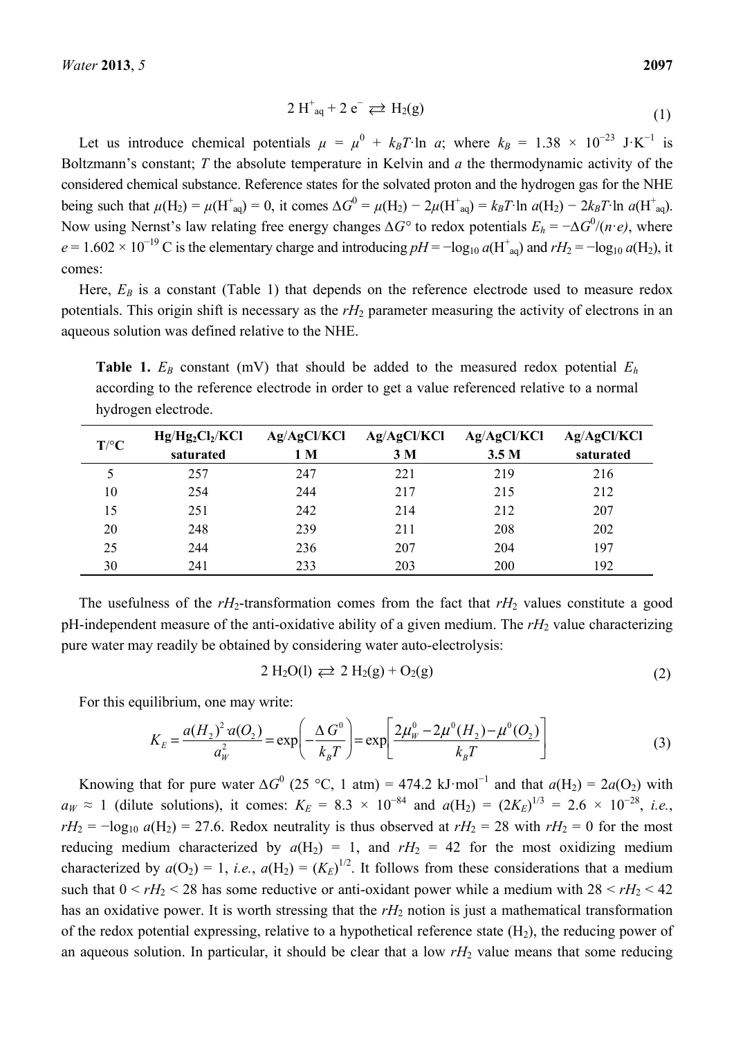$$2\,H^+_{aq} + 2\,e^- \rightleftarrows H_2(g) \tag{1}$$

Let us introduce chemical potentials $\mu = \mu^0 + k_BT\cdot\ln a$; where $k_B = 1.38 \times 10^{-23}$ J·K$^{-1}$ is Boltzmann's constant; $T$ the absolute temperature in Kelvin and $a$ the thermodynamic activity of the considered chemical substance. Reference states for the solvated proton and the hydrogen gas for the NHE being such that $\mu(H_2) = \mu(H^+_{aq}) = 0$, it comes $\Delta G^0 = \mu(H_2) - 2\mu(H^+_{aq}) = k_BT\cdot\ln a(H_2) - 2k_BT\cdot\ln a(H^+_{aq})$. Now using Nernst's law relating free energy changes $\Delta G°$ to redox potentials $E_h = -\Delta G^0/(n\cdot e)$, where $e = 1.602 \times 10^{-19}$ C is the elementary charge and introducing $pH = -\log_{10} a(H^+_{aq})$ and $rH_2 = -\log_{10} a(H_2)$, it comes:

Here, $E_B$ is a constant (Table 1) that depends on the reference electrode used to measure redox potentials. This origin shift is necessary as the $rH_2$ parameter measuring the activity of electrons in an aqueous solution was defined relative to the NHE.

**Table 1.** $E_B$ constant (mV) that should be added to the measured redox potential $E_h$ according to the reference electrode in order to get a value referenced relative to a normal hydrogen electrode.

| T/°C | $Hg/Hg_2Cl_2/KCl$ saturated | Ag/AgCl/KCl 1 M | Ag/AgCl/KCl 3 M | Ag/AgCl/KCl 3.5 M | Ag/AgCl/KCl saturated |
|---|---|---|---|---|---|
| 5 | 257 | 247 | 221 | 219 | 216 |
| 10 | 254 | 244 | 217 | 215 | 212 |
| 15 | 251 | 242 | 214 | 212 | 207 |
| 20 | 248 | 239 | 211 | 208 | 202 |
| 25 | 244 | 236 | 207 | 204 | 197 |
| 30 | 241 | 233 | 203 | 200 | 192 |

The usefulness of the $rH_2$-transformation comes from the fact that $rH_2$ values constitute a good pH-independent measure of the anti-oxidative ability of a given medium. The $rH_2$ value characterizing pure water may readily be obtained by considering water auto-electrolysis:

$$2\,H_2O(l) \rightleftarrows 2\,H_2(g) + O_2(g) \tag{2}$$

For this equilibrium, one may write:

$$K_E = \frac{a(H_2)^2 \cdot a(O_2)}{a_W^2} = \exp\left(-\frac{\Delta G^0}{k_BT}\right) = \exp\left[\frac{2\mu_W^0 - 2\mu^0(H_2) - \mu^0(O_2)}{k_BT}\right] \tag{3}$$

Knowing that for pure water $\Delta G^0$ (25 °C, 1 atm) = 474.2 kJ·mol$^{-1}$ and that $a(H_2) = 2a(O_2)$ with $a_W \approx 1$ (dilute solutions), it comes: $K_E = 8.3 \times 10^{-84}$ and $a(H_2) = (2K_E)^{1/3} = 2.6 \times 10^{-28}$, *i.e.*, $rH_2 = -\log_{10} a(H_2) = 27.6$. Redox neutrality is thus observed at $rH_2 = 28$ with $rH_2 = 0$ for the most reducing medium characterized by $a(H_2) = 1$, and $rH_2 = 42$ for the most oxidizing medium characterized by $a(O_2) = 1$, *i.e.*, $a(H_2) = (K_E)^{1/2}$. It follows from these considerations that a medium such that $0 < rH_2 < 28$ has some reductive or anti-oxidant power while a medium with $28 < rH_2 < 42$ has an oxidative power. It is worth stressing that the $rH_2$ notion is just a mathematical transformation of the redox potential expressing, relative to a hypothetical reference state ($H_2$), the reducing power of an aqueous solution. In particular, it should be clear that a low $rH_2$ value means that some reducing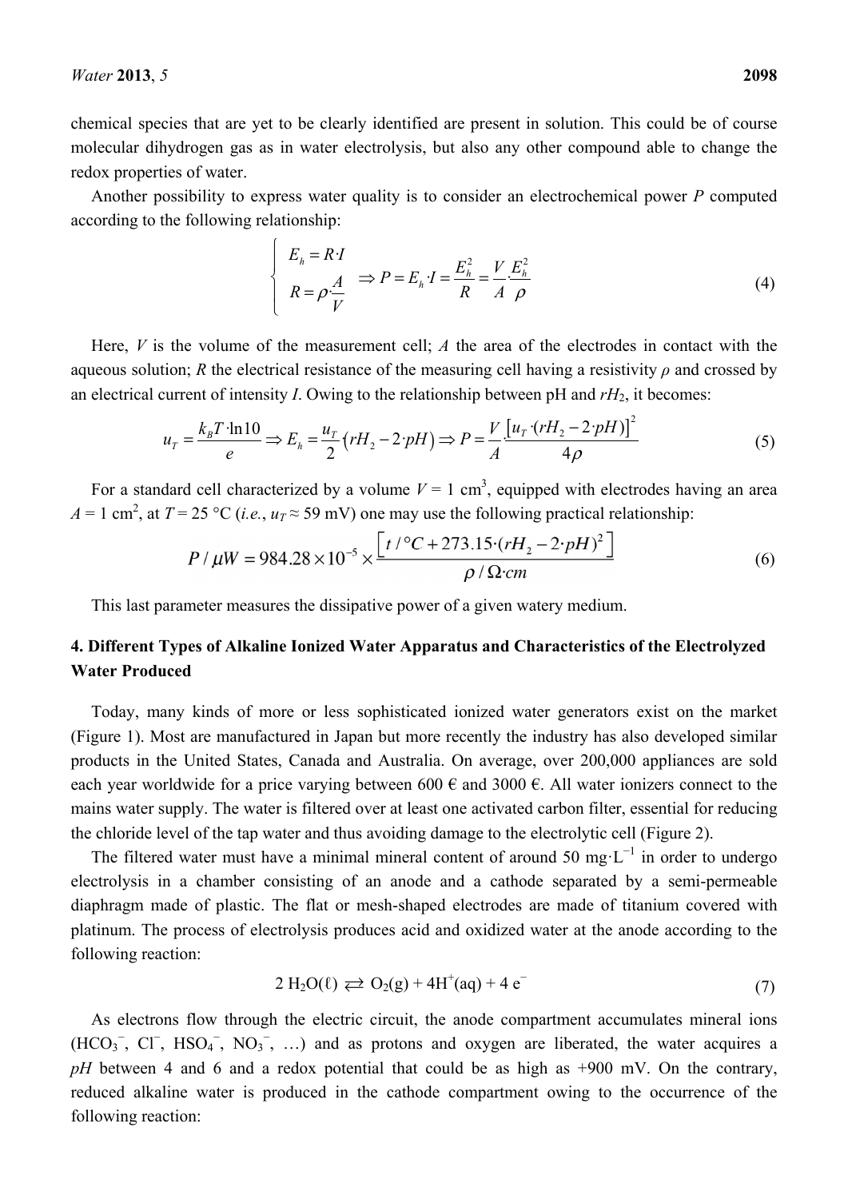chemical species that are yet to be clearly identified are present in solution. This could be of course molecular dihydrogen gas as in water electrolysis, but also any other compound able to change the redox properties of water.

Another possibility to express water quality is to consider an electrochemical power $P$ computed according to the following relationship:

$$\begin{cases} E_h = R \cdot I \\ R = \rho \cdot \dfrac{A}{V} \end{cases} \Rightarrow P = E_h \cdot I = \frac{E_h^2}{R} = \frac{V}{A} \cdot \frac{E_h^2}{\rho} \tag{4}$$

Here, $V$ is the volume of the measurement cell; $A$ the area of the electrodes in contact with the aqueous solution; $R$ the electrical resistance of the measuring cell having a resistivity $\rho$ and crossed by an electrical current of intensity $I$. Owing to the relationship between pH and $rH_2$, it becomes:

$$u_T = \frac{k_B T \cdot \ln 10}{e} \Rightarrow E_h = \frac{u_T}{2}\left(rH_2 - 2 \cdot pH\right) \Rightarrow P = \frac{V}{A} \cdot \frac{\left[u_T \cdot (rH_2 - 2 \cdot pH)\right]^2}{4\rho} \tag{5}$$

For a standard cell characterized by a volume $V$ = 1 cm$^3$, equipped with electrodes having an area $A$ = 1 cm$^2$, at $T$ = 25 °C (*i.e.*, $u_T \approx$ 59 mV) one may use the following practical relationship:

$$P / \mu W = 984.28 \times 10^{-5} \times \frac{\left[t / °C + 273.15 \cdot (rH_2 - 2 \cdot pH)^2\right]}{\rho / \Omega \cdot cm} \tag{6}$$

This last parameter measures the dissipative power of a given watery medium.

## 4. Different Types of Alkaline Ionized Water Apparatus and Characteristics of the Electrolyzed Water Produced

Today, many kinds of more or less sophisticated ionized water generators exist on the market (Figure 1). Most are manufactured in Japan but more recently the industry has also developed similar products in the United States, Canada and Australia. On average, over 200,000 appliances are sold each year worldwide for a price varying between 600 € and 3000 €. All water ionizers connect to the mains water supply. The water is filtered over at least one activated carbon filter, essential for reducing the chloride level of the tap water and thus avoiding damage to the electrolytic cell (Figure 2).

The filtered water must have a minimal mineral content of around 50 mg·L$^{-1}$ in order to undergo electrolysis in a chamber consisting of an anode and a cathode separated by a semi-permeable diaphragm made of plastic. The flat or mesh-shaped electrodes are made of titanium covered with platinum. The process of electrolysis produces acid and oxidized water at the anode according to the following reaction:

$$2\ H_2O(\ell) \rightleftarrows O_2(g) + 4H^+(aq) + 4\ e^- \tag{7}$$

As electrons flow through the electric circuit, the anode compartment accumulates mineral ions ($HCO_3^-$, $Cl^-$, $HSO_4^-$, $NO_3^-$, …) and as protons and oxygen are liberated, the water acquires a *pH* between 4 and 6 and a redox potential that could be as high as +900 mV. On the contrary, reduced alkaline water is produced in the cathode compartment owing to the occurrence of the following reaction: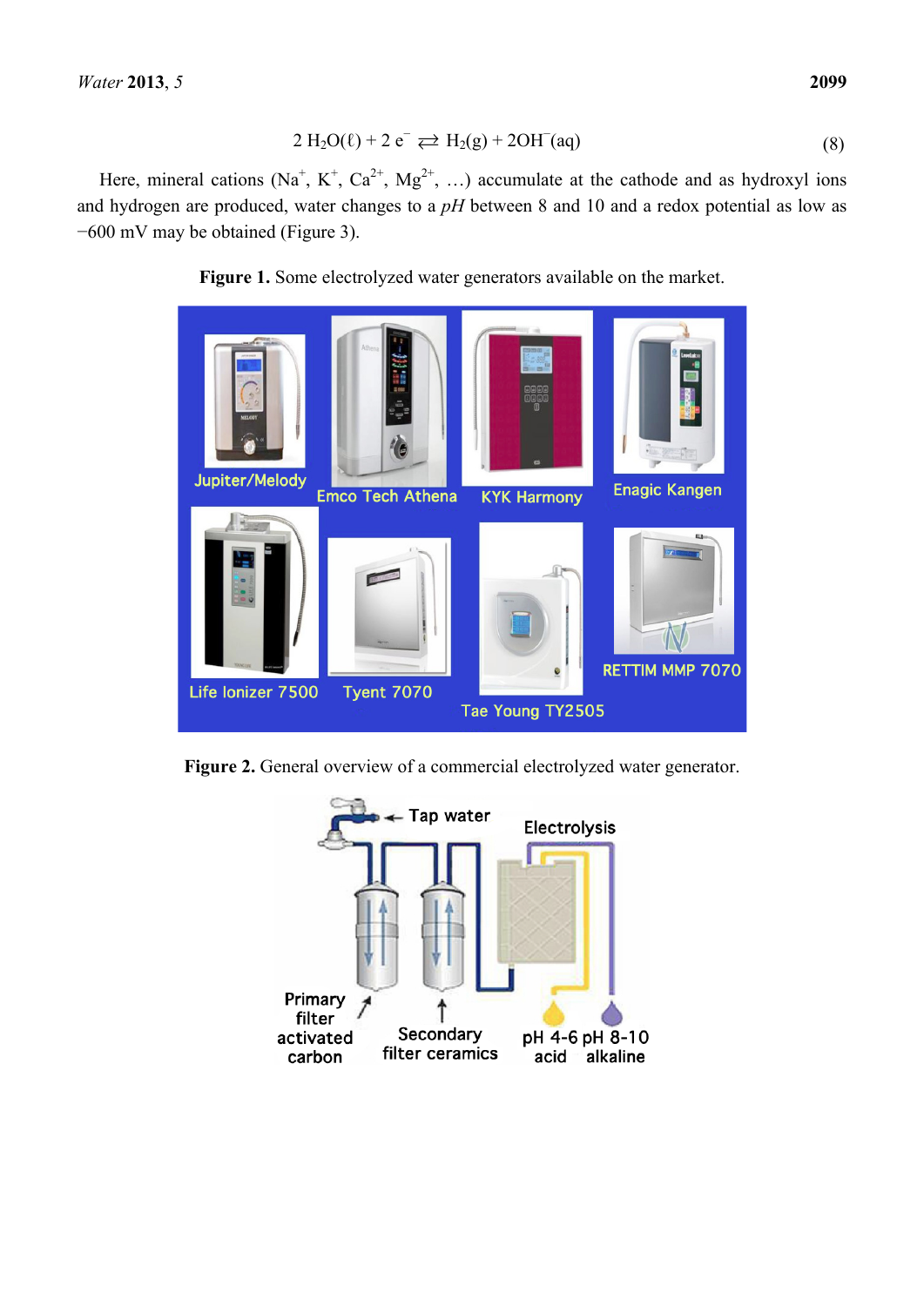$$2\,H_2O(\ell) + 2\,e^- \rightleftarrows H_2(g) + 2OH^-(aq) \quad (8)$$

Here, mineral cations ($Na^+$, $K^+$, $Ca^{2+}$, $Mg^{2+}$, …) accumulate at the cathode and as hydroxyl ions and hydrogen are produced, water changes to a *pH* between 8 and 10 and a redox potential as low as −600 mV may be obtained (Figure 3).

**Figure 1.** Some electrolyzed water generators available on the market.

**Figure 2.** General overview of a commercial electrolyzed water generator.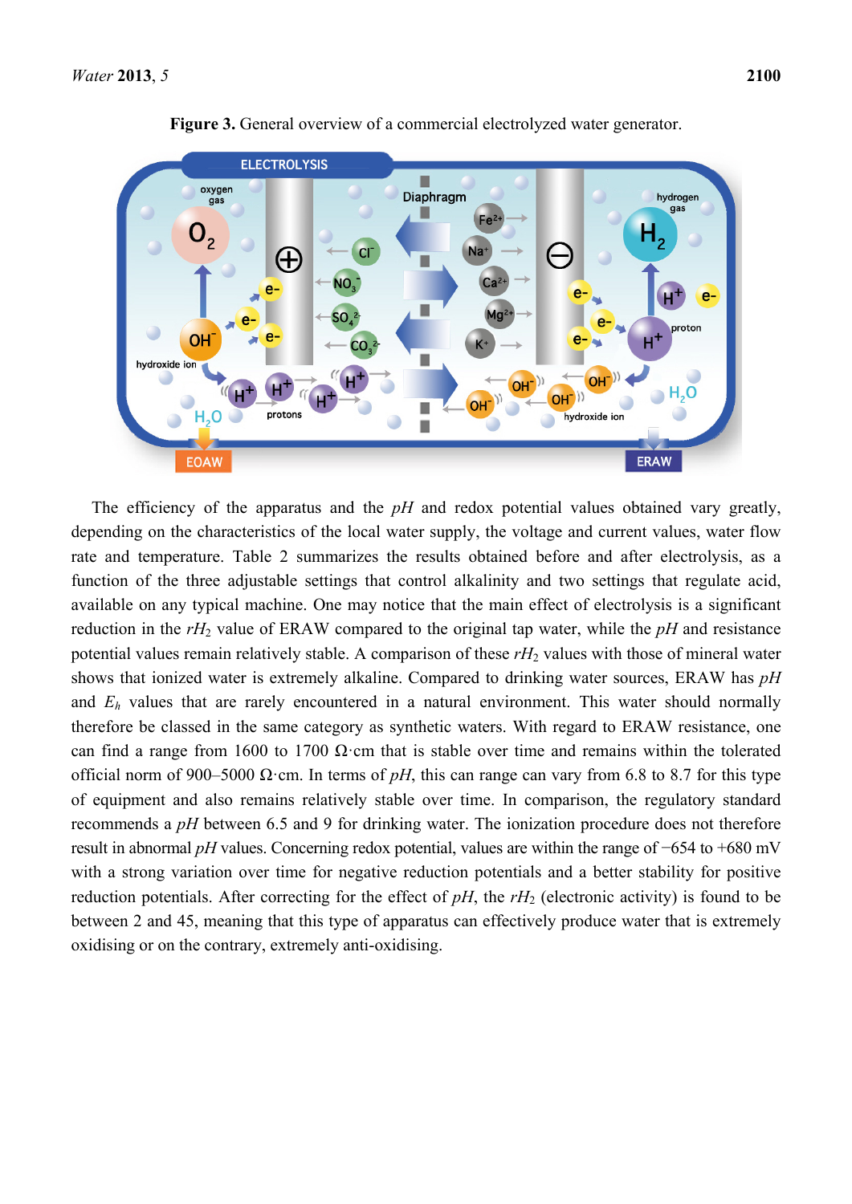**Figure 3.** General overview of a commercial electrolyzed water generator.

The efficiency of the apparatus and the *pH* and redox potential values obtained vary greatly, depending on the characteristics of the local water supply, the voltage and current values, water flow rate and temperature. Table 2 summarizes the results obtained before and after electrolysis, as a function of the three adjustable settings that control alkalinity and two settings that regulate acid, available on any typical machine. One may notice that the main effect of electrolysis is a significant reduction in the $rH_2$ value of ERAW compared to the original tap water, while the *pH* and resistance potential values remain relatively stable. A comparison of these $rH_2$ values with those of mineral water shows that ionized water is extremely alkaline. Compared to drinking water sources, ERAW has *pH* and $E_h$ values that are rarely encountered in a natural environment. This water should normally therefore be classed in the same category as synthetic waters. With regard to ERAW resistance, one can find a range from 1600 to 1700 Ω·cm that is stable over time and remains within the tolerated official norm of 900–5000 Ω·cm. In terms of *pH*, this can range can vary from 6.8 to 8.7 for this type of equipment and also remains relatively stable over time. In comparison, the regulatory standard recommends a *pH* between 6.5 and 9 for drinking water. The ionization procedure does not therefore result in abnormal *pH* values. Concerning redox potential, values are within the range of −654 to +680 mV with a strong variation over time for negative reduction potentials and a better stability for positive reduction potentials. After correcting for the effect of *pH*, the $rH_2$ (electronic activity) is found to be between 2 and 45, meaning that this type of apparatus can effectively produce water that is extremely oxidising or on the contrary, extremely anti-oxidising.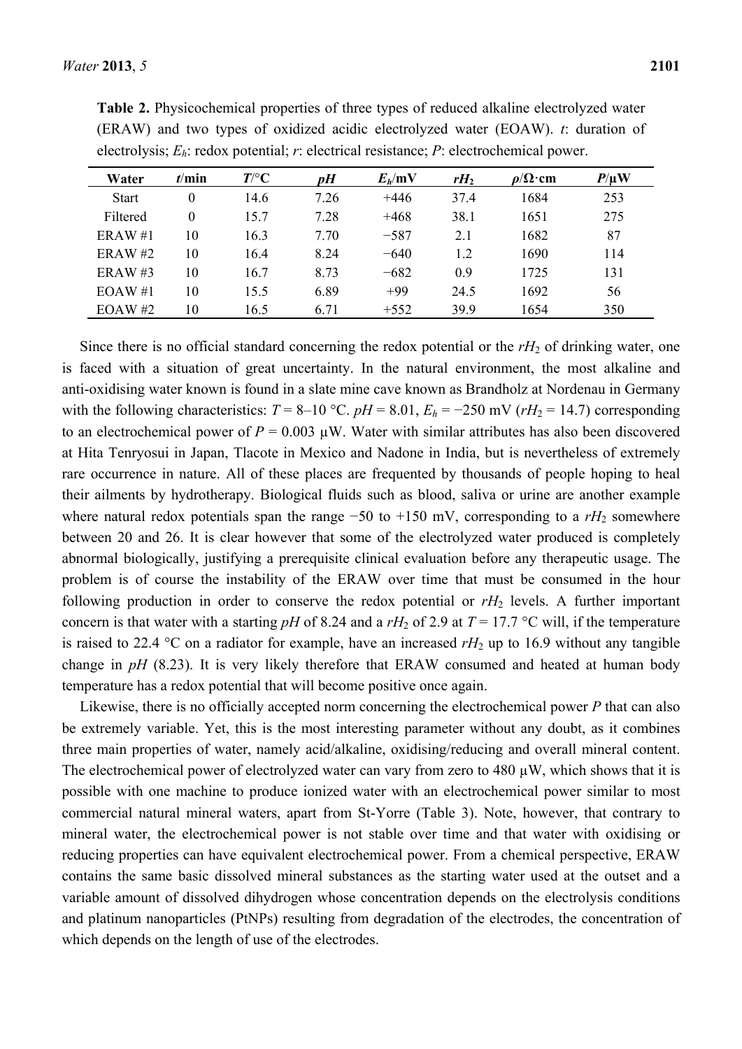**Table 2.** Physicochemical properties of three types of reduced alkaline electrolyzed water (ERAW) and two types of oxidized acidic electrolyzed water (EOAW). $t$: duration of electrolysis; $E_h$: redox potential; $r$: electrical resistance; $P$: electrochemical power.

| Water | $t$/min | $T$/°C | $pH$ | $E_h$/mV | $rH_2$ | $\rho$/Ω·cm | $P$/µW |
|---|---|---|---|---|---|---|---|
| Start | 0 | 14.6 | 7.26 | +446 | 37.4 | 1684 | 253 |
| Filtered | 0 | 15.7 | 7.28 | +468 | 38.1 | 1651 | 275 |
| ERAW #1 | 10 | 16.3 | 7.70 | −587 | 2.1 | 1682 | 87 |
| ERAW #2 | 10 | 16.4 | 8.24 | −640 | 1.2 | 1690 | 114 |
| ERAW #3 | 10 | 16.7 | 8.73 | −682 | 0.9 | 1725 | 131 |
| EOAW #1 | 10 | 15.5 | 6.89 | +99 | 24.5 | 1692 | 56 |
| EOAW #2 | 10 | 16.5 | 6.71 | +552 | 39.9 | 1654 | 350 |

Since there is no official standard concerning the redox potential or the $rH_2$ of drinking water, one is faced with a situation of great uncertainty. In the natural environment, the most alkaline and anti-oxidising water known is found in a slate mine cave known as Brandholz at Nordenau in Germany with the following characteristics: $T$ = 8–10 °C. $pH$ = 8.01, $E_h$ = −250 mV ($rH_2$ = 14.7) corresponding to an electrochemical power of $P$ = 0.003 µW. Water with similar attributes has also been discovered at Hita Tenryosui in Japan, Tlacote in Mexico and Nadone in India, but is nevertheless of extremely rare occurrence in nature. All of these places are frequented by thousands of people hoping to heal their ailments by hydrotherapy. Biological fluids such as blood, saliva or urine are another example where natural redox potentials span the range −50 to +150 mV, corresponding to a $rH_2$ somewhere between 20 and 26. It is clear however that some of the electrolyzed water produced is completely abnormal biologically, justifying a prerequisite clinical evaluation before any therapeutic usage. The problem is of course the instability of the ERAW over time that must be consumed in the hour following production in order to conserve the redox potential or $rH_2$ levels. A further important concern is that water with a starting $pH$ of 8.24 and a $rH_2$ of 2.9 at $T$ = 17.7 °C will, if the temperature is raised to 22.4 °C on a radiator for example, have an increased $rH_2$ up to 16.9 without any tangible change in $pH$ (8.23). It is very likely therefore that ERAW consumed and heated at human body temperature has a redox potential that will become positive once again.

Likewise, there is no officially accepted norm concerning the electrochemical power $P$ that can also be extremely variable. Yet, this is the most interesting parameter without any doubt, as it combines three main properties of water, namely acid/alkaline, oxidising/reducing and overall mineral content. The electrochemical power of electrolyzed water can vary from zero to 480 µW, which shows that it is possible with one machine to produce ionized water with an electrochemical power similar to most commercial natural mineral waters, apart from St-Yorre (Table 3). Note, however, that contrary to mineral water, the electrochemical power is not stable over time and that water with oxidising or reducing properties can have equivalent electrochemical power. From a chemical perspective, ERAW contains the same basic dissolved mineral substances as the starting water used at the outset and a variable amount of dissolved dihydrogen whose concentration depends on the electrolysis conditions and platinum nanoparticles (PtNPs) resulting from degradation of the electrodes, the concentration of which depends on the length of use of the electrodes.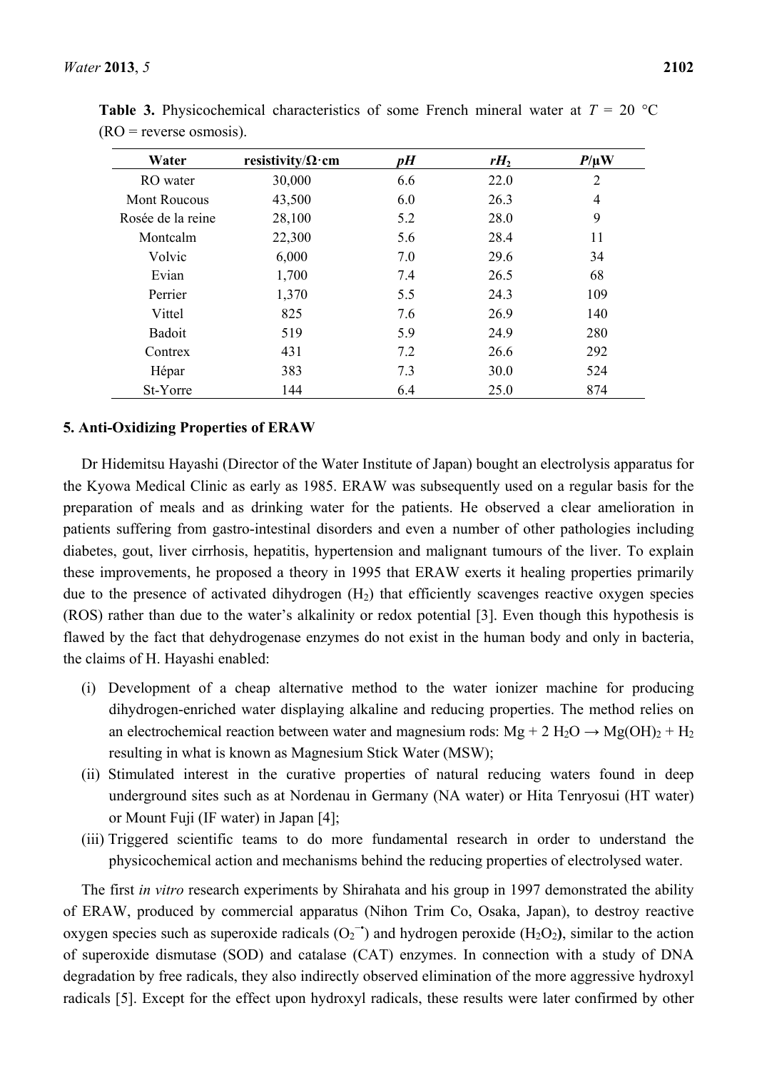**Table 3.** Physicochemical characteristics of some French mineral water at $T$ = 20 °C (RO = reverse osmosis).

| Water | resistivity/Ω·cm | *pH* | $rH_2$ | $P$/µW |
|---|---|---|---|---|
| RO water | 30,000 | 6.6 | 22.0 | 2 |
| Mont Roucous | 43,500 | 6.0 | 26.3 | 4 |
| Rosée de la reine | 28,100 | 5.2 | 28.0 | 9 |
| Montcalm | 22,300 | 5.6 | 28.4 | 11 |
| Volvic | 6,000 | 7.0 | 29.6 | 34 |
| Evian | 1,700 | 7.4 | 26.5 | 68 |
| Perrier | 1,370 | 5.5 | 24.3 | 109 |
| Vittel | 825 | 7.6 | 26.9 | 140 |
| Badoit | 519 | 5.9 | 24.9 | 280 |
| Contrex | 431 | 7.2 | 26.6 | 292 |
| Hépar | 383 | 7.3 | 30.0 | 524 |
| St-Yorre | 144 | 6.4 | 25.0 | 874 |

## 5. Anti-Oxidizing Properties of ERAW

Dr Hidemitsu Hayashi (Director of the Water Institute of Japan) bought an electrolysis apparatus for the Kyowa Medical Clinic as early as 1985. ERAW was subsequently used on a regular basis for the preparation of meals and as drinking water for the patients. He observed a clear amelioration in patients suffering from gastro-intestinal disorders and even a number of other pathologies including diabetes, gout, liver cirrhosis, hepatitis, hypertension and malignant tumours of the liver. To explain these improvements, he proposed a theory in 1995 that ERAW exerts it healing properties primarily due to the presence of activated dihydrogen ($H_2$) that efficiently scavenges reactive oxygen species (ROS) rather than due to the water's alkalinity or redox potential [3]. Even though this hypothesis is flawed by the fact that dehydrogenase enzymes do not exist in the human body and only in bacteria, the claims of H. Hayashi enabled:

(i) Development of a cheap alternative method to the water ionizer machine for producing dihydrogen-enriched water displaying alkaline and reducing properties. The method relies on an electrochemical reaction between water and magnesium rods: $Mg + 2\ H_2O \rightarrow Mg(OH)_2 + H_2$ resulting in what is known as Magnesium Stick Water (MSW);

(ii) Stimulated interest in the curative properties of natural reducing waters found in deep underground sites such as at Nordenau in Germany (NA water) or Hita Tenryosui (HT water) or Mount Fuji (IF water) in Japan [4];

(iii) Triggered scientific teams to do more fundamental research in order to understand the physicochemical action and mechanisms behind the reducing properties of electrolysed water.

The first *in vitro* research experiments by Shirahata and his group in 1997 demonstrated the ability of ERAW, produced by commercial apparatus (Nihon Trim Co, Osaka, Japan), to destroy reactive oxygen species such as superoxide radicals ($O_2^{-\bullet}$) and hydrogen peroxide ($H_2O_2$**)**, similar to the action of superoxide dismutase (SOD) and catalase (CAT) enzymes. In connection with a study of DNA degradation by free radicals, they also indirectly observed elimination of the more aggressive hydroxyl radicals [5]. Except for the effect upon hydroxyl radicals, these results were later confirmed by other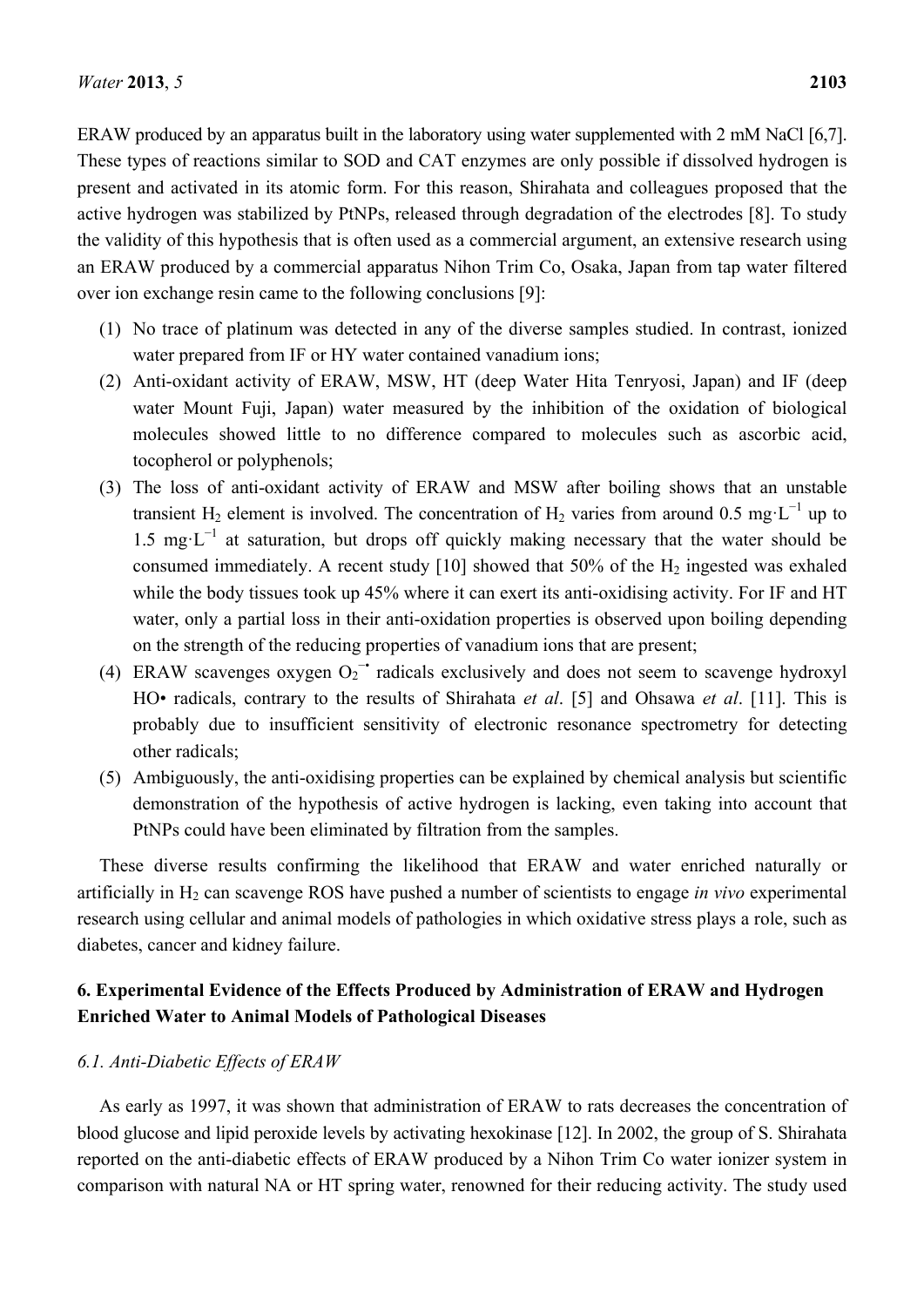ERAW produced by an apparatus built in the laboratory using water supplemented with 2 mM NaCl [6,7]. These types of reactions similar to SOD and CAT enzymes are only possible if dissolved hydrogen is present and activated in its atomic form. For this reason, Shirahata and colleagues proposed that the active hydrogen was stabilized by PtNPs, released through degradation of the electrodes [8]. To study the validity of this hypothesis that is often used as a commercial argument, an extensive research using an ERAW produced by a commercial apparatus Nihon Trim Co, Osaka, Japan from tap water filtered over ion exchange resin came to the following conclusions [9]:

(1) No trace of platinum was detected in any of the diverse samples studied. In contrast, ionized water prepared from IF or HY water contained vanadium ions;
(2) Anti-oxidant activity of ERAW, MSW, HT (deep Water Hita Tenryosi, Japan) and IF (deep water Mount Fuji, Japan) water measured by the inhibition of the oxidation of biological molecules showed little to no difference compared to molecules such as ascorbic acid, tocopherol or polyphenols;
(3) The loss of anti-oxidant activity of ERAW and MSW after boiling shows that an unstable transient $H_2$ element is involved. The concentration of $H_2$ varies from around 0.5 $mg \cdot L^{-1}$ up to 1.5 $mg \cdot L^{-1}$ at saturation, but drops off quickly making necessary that the water should be consumed immediately. A recent study [10] showed that 50% of the $H_2$ ingested was exhaled while the body tissues took up 45% where it can exert its anti-oxidising activity. For IF and HT water, only a partial loss in their anti-oxidation properties is observed upon boiling depending on the strength of the reducing properties of vanadium ions that are present;
(4) ERAW scavenges oxygen $O_2^{-\bullet}$ radicals exclusively and does not seem to scavenge hydroxyl HO• radicals, contrary to the results of Shirahata *et al*. [5] and Ohsawa *et al*. [11]. This is probably due to insufficient sensitivity of electronic resonance spectrometry for detecting other radicals;
(5) Ambiguously, the anti-oxidising properties can be explained by chemical analysis but scientific demonstration of the hypothesis of active hydrogen is lacking, even taking into account that PtNPs could have been eliminated by filtration from the samples.

These diverse results confirming the likelihood that ERAW and water enriched naturally or artificially in $H_2$ can scavenge ROS have pushed a number of scientists to engage *in vivo* experimental research using cellular and animal models of pathologies in which oxidative stress plays a role, such as diabetes, cancer and kidney failure.

## 6. Experimental Evidence of the Effects Produced by Administration of ERAW and Hydrogen Enriched Water to Animal Models of Pathological Diseases

### *6.1. Anti-Diabetic Effects of ERAW*

As early as 1997, it was shown that administration of ERAW to rats decreases the concentration of blood glucose and lipid peroxide levels by activating hexokinase [12]. In 2002, the group of S. Shirahata reported on the anti-diabetic effects of ERAW produced by a Nihon Trim Co water ionizer system in comparison with natural NA or HT spring water, renowned for their reducing activity. The study used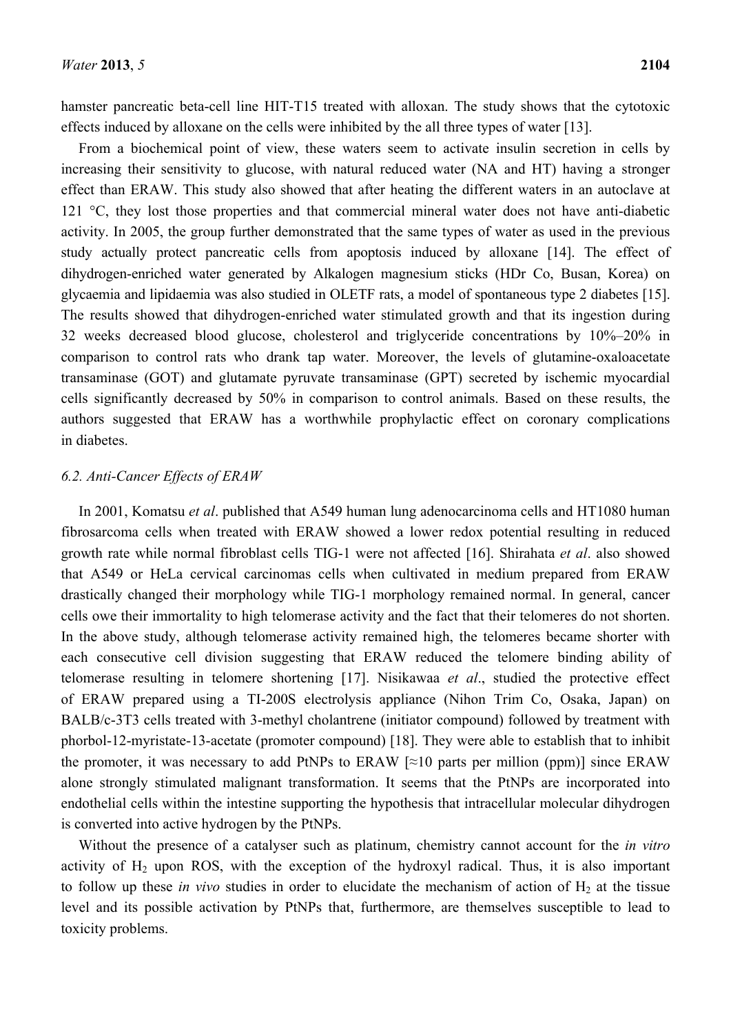hamster pancreatic beta-cell line HIT-T15 treated with alloxan. The study shows that the cytotoxic effects induced by alloxane on the cells were inhibited by the all three types of water [13].

From a biochemical point of view, these waters seem to activate insulin secretion in cells by increasing their sensitivity to glucose, with natural reduced water (NA and HT) having a stronger effect than ERAW. This study also showed that after heating the different waters in an autoclave at 121 °C, they lost those properties and that commercial mineral water does not have anti-diabetic activity. In 2005, the group further demonstrated that the same types of water as used in the previous study actually protect pancreatic cells from apoptosis induced by alloxane [14]. The effect of dihydrogen-enriched water generated by Alkalogen magnesium sticks (HDr Co, Busan, Korea) on glycaemia and lipidaemia was also studied in OLETF rats, a model of spontaneous type 2 diabetes [15]. The results showed that dihydrogen-enriched water stimulated growth and that its ingestion during 32 weeks decreased blood glucose, cholesterol and triglyceride concentrations by 10%–20% in comparison to control rats who drank tap water. Moreover, the levels of glutamine-oxaloacetate transaminase (GOT) and glutamate pyruvate transaminase (GPT) secreted by ischemic myocardial cells significantly decreased by 50% in comparison to control animals. Based on these results, the authors suggested that ERAW has a worthwhile prophylactic effect on coronary complications in diabetes.

### 6.2. Anti-Cancer Effects of ERAW

In 2001, Komatsu *et al*. published that A549 human lung adenocarcinoma cells and HT1080 human fibrosarcoma cells when treated with ERAW showed a lower redox potential resulting in reduced growth rate while normal fibroblast cells TIG-1 were not affected [16]. Shirahata *et al*. also showed that A549 or HeLa cervical carcinomas cells when cultivated in medium prepared from ERAW drastically changed their morphology while TIG-1 morphology remained normal. In general, cancer cells owe their immortality to high telomerase activity and the fact that their telomeres do not shorten. In the above study, although telomerase activity remained high, the telomeres became shorter with each consecutive cell division suggesting that ERAW reduced the telomere binding ability of telomerase resulting in telomere shortening [17]. Nisikawaa *et al*., studied the protective effect of ERAW prepared using a TI-200S electrolysis appliance (Nihon Trim Co, Osaka, Japan) on BALB/c-3T3 cells treated with 3-methyl cholantrene (initiator compound) followed by treatment with phorbol-12-myristate-13-acetate (promoter compound) [18]. They were able to establish that to inhibit the promoter, it was necessary to add PtNPs to ERAW [≈10 parts per million (ppm)] since ERAW alone strongly stimulated malignant transformation. It seems that the PtNPs are incorporated into endothelial cells within the intestine supporting the hypothesis that intracellular molecular dihydrogen is converted into active hydrogen by the PtNPs.

Without the presence of a catalyser such as platinum, chemistry cannot account for the *in vitro* activity of $H_2$ upon ROS, with the exception of the hydroxyl radical. Thus, it is also important to follow up these *in vivo* studies in order to elucidate the mechanism of action of $H_2$ at the tissue level and its possible activation by PtNPs that, furthermore, are themselves susceptible to lead to toxicity problems.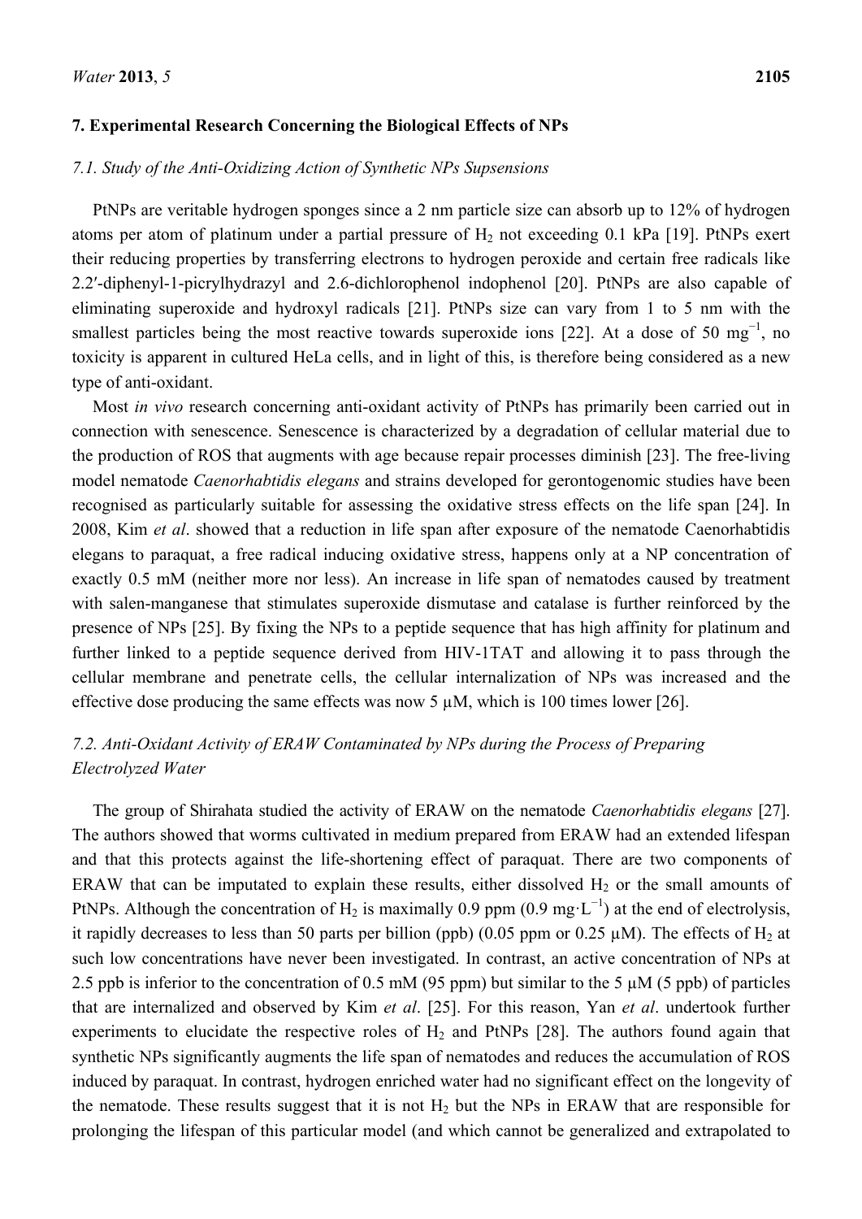## 7. Experimental Research Concerning the Biological Effects of NPs

### 7.1. Study of the Anti-Oxidizing Action of Synthetic NPs Supsensions

PtNPs are veritable hydrogen sponges since a 2 nm particle size can absorb up to 12% of hydrogen atoms per atom of platinum under a partial pressure of $H_2$ not exceeding 0.1 kPa [19]. PtNPs exert their reducing properties by transferring electrons to hydrogen peroxide and certain free radicals like 2.2′-diphenyl-1-picrylhydrazyl and 2.6-dichlorophenol indophenol [20]. PtNPs are also capable of eliminating superoxide and hydroxyl radicals [21]. PtNPs size can vary from 1 to 5 nm with the smallest particles being the most reactive towards superoxide ions [22]. At a dose of 50 $mg^{-1}$, no toxicity is apparent in cultured HeLa cells, and in light of this, is therefore being considered as a new type of anti-oxidant.

Most *in vivo* research concerning anti-oxidant activity of PtNPs has primarily been carried out in connection with senescence. Senescence is characterized by a degradation of cellular material due to the production of ROS that augments with age because repair processes diminish [23]. The free-living model nematode *Caenorhabtidis elegans* and strains developed for gerontogenomic studies have been recognised as particularly suitable for assessing the oxidative stress effects on the life span [24]. In 2008, Kim *et al*. showed that a reduction in life span after exposure of the nematode Caenorhabtidis elegans to paraquat, a free radical inducing oxidative stress, happens only at a NP concentration of exactly 0.5 mM (neither more nor less). An increase in life span of nematodes caused by treatment with salen-manganese that stimulates superoxide dismutase and catalase is further reinforced by the presence of NPs [25]. By fixing the NPs to a peptide sequence that has high affinity for platinum and further linked to a peptide sequence derived from HIV-1TAT and allowing it to pass through the cellular membrane and penetrate cells, the cellular internalization of NPs was increased and the effective dose producing the same effects was now 5 μM, which is 100 times lower [26].

### 7.2. Anti-Oxidant Activity of ERAW Contaminated by NPs during the Process of Preparing Electrolyzed Water

The group of Shirahata studied the activity of ERAW on the nematode *Caenorhabtidis elegans* [27]. The authors showed that worms cultivated in medium prepared from ERAW had an extended lifespan and that this protects against the life-shortening effect of paraquat. There are two components of ERAW that can be imputated to explain these results, either dissolved $H_2$ or the small amounts of PtNPs. Although the concentration of $H_2$ is maximally 0.9 ppm (0.9 $mg \cdot L^{-1}$) at the end of electrolysis, it rapidly decreases to less than 50 parts per billion (ppb) (0.05 ppm or 0.25 μM). The effects of $H_2$ at such low concentrations have never been investigated. In contrast, an active concentration of NPs at 2.5 ppb is inferior to the concentration of 0.5 mM (95 ppm) but similar to the 5 μM (5 ppb) of particles that are internalized and observed by Kim *et al*. [25]. For this reason, Yan *et al*. undertook further experiments to elucidate the respective roles of $H_2$ and PtNPs [28]. The authors found again that synthetic NPs significantly augments the life span of nematodes and reduces the accumulation of ROS induced by paraquat. In contrast, hydrogen enriched water had no significant effect on the longevity of the nematode. These results suggest that it is not $H_2$ but the NPs in ERAW that are responsible for prolonging the lifespan of this particular model (and which cannot be generalized and extrapolated to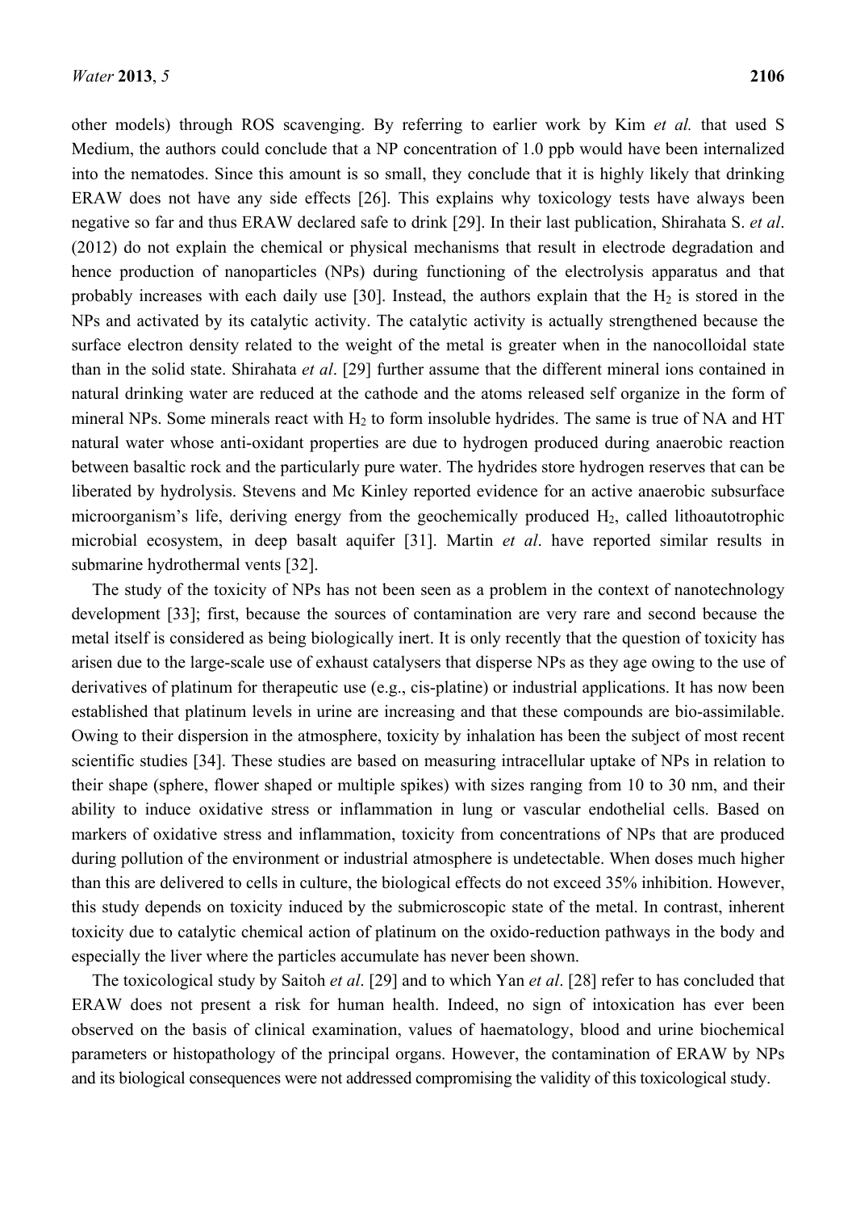other models) through ROS scavenging. By referring to earlier work by Kim *et al.* that used S Medium, the authors could conclude that a NP concentration of 1.0 ppb would have been internalized into the nematodes. Since this amount is so small, they conclude that it is highly likely that drinking ERAW does not have any side effects [26]. This explains why toxicology tests have always been negative so far and thus ERAW declared safe to drink [29]. In their last publication, Shirahata S. *et al*. (2012) do not explain the chemical or physical mechanisms that result in electrode degradation and hence production of nanoparticles (NPs) during functioning of the electrolysis apparatus and that probably increases with each daily use [30]. Instead, the authors explain that the $H_2$ is stored in the NPs and activated by its catalytic activity. The catalytic activity is actually strengthened because the surface electron density related to the weight of the metal is greater when in the nanocolloidal state than in the solid state. Shirahata *et al*. [29] further assume that the different mineral ions contained in natural drinking water are reduced at the cathode and the atoms released self organize in the form of mineral NPs. Some minerals react with $H_2$ to form insoluble hydrides. The same is true of NA and HT natural water whose anti-oxidant properties are due to hydrogen produced during anaerobic reaction between basaltic rock and the particularly pure water. The hydrides store hydrogen reserves that can be liberated by hydrolysis. Stevens and Mc Kinley reported evidence for an active anaerobic subsurface microorganism's life, deriving energy from the geochemically produced $H_2$, called lithoautotrophic microbial ecosystem, in deep basalt aquifer [31]. Martin *et al*. have reported similar results in submarine hydrothermal vents [32].

The study of the toxicity of NPs has not been seen as a problem in the context of nanotechnology development [33]; first, because the sources of contamination are very rare and second because the metal itself is considered as being biologically inert. It is only recently that the question of toxicity has arisen due to the large-scale use of exhaust catalysers that disperse NPs as they age owing to the use of derivatives of platinum for therapeutic use (e.g., cis-platine) or industrial applications. It has now been established that platinum levels in urine are increasing and that these compounds are bio-assimilable. Owing to their dispersion in the atmosphere, toxicity by inhalation has been the subject of most recent scientific studies [34]. These studies are based on measuring intracellular uptake of NPs in relation to their shape (sphere, flower shaped or multiple spikes) with sizes ranging from 10 to 30 nm, and their ability to induce oxidative stress or inflammation in lung or vascular endothelial cells. Based on markers of oxidative stress and inflammation, toxicity from concentrations of NPs that are produced during pollution of the environment or industrial atmosphere is undetectable. When doses much higher than this are delivered to cells in culture, the biological effects do not exceed 35% inhibition. However, this study depends on toxicity induced by the submicroscopic state of the metal. In contrast, inherent toxicity due to catalytic chemical action of platinum on the oxido-reduction pathways in the body and especially the liver where the particles accumulate has never been shown.

The toxicological study by Saitoh *et al*. [29] and to which Yan *et al*. [28] refer to has concluded that ERAW does not present a risk for human health. Indeed, no sign of intoxication has ever been observed on the basis of clinical examination, values of haematology, blood and urine biochemical parameters or histopathology of the principal organs. However, the contamination of ERAW by NPs and its biological consequences were not addressed compromising the validity of this toxicological study.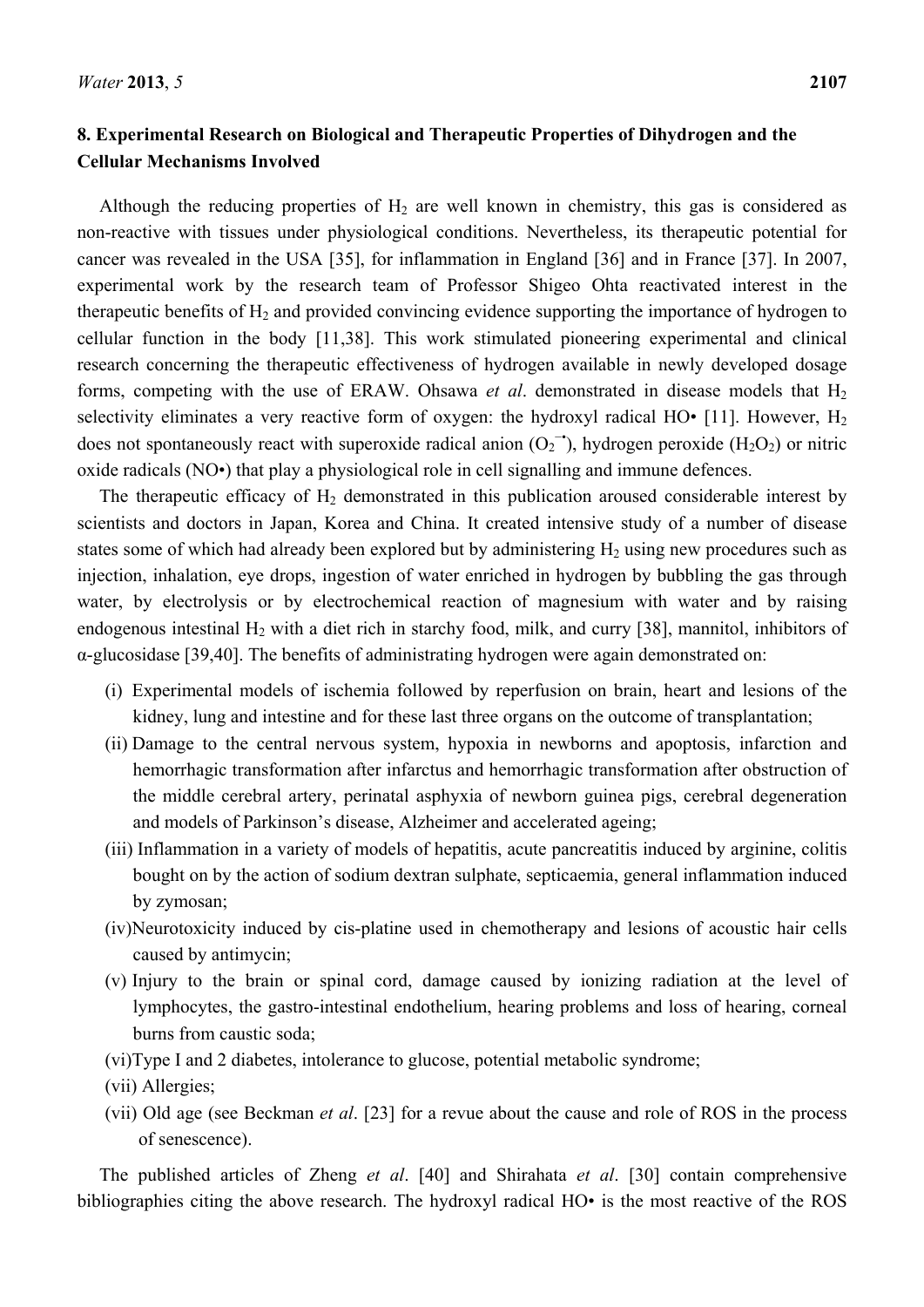## 8. Experimental Research on Biological and Therapeutic Properties of Dihydrogen and the Cellular Mechanisms Involved

Although the reducing properties of $H_2$ are well known in chemistry, this gas is considered as non-reactive with tissues under physiological conditions. Nevertheless, its therapeutic potential for cancer was revealed in the USA [35], for inflammation in England [36] and in France [37]. In 2007, experimental work by the research team of Professor Shigeo Ohta reactivated interest in the therapeutic benefits of $H_2$ and provided convincing evidence supporting the importance of hydrogen to cellular function in the body [11,38]. This work stimulated pioneering experimental and clinical research concerning the therapeutic effectiveness of hydrogen available in newly developed dosage forms, competing with the use of ERAW. Ohsawa *et al*. demonstrated in disease models that $H_2$ selectivity eliminates a very reactive form of oxygen: the hydroxyl radical HO• [11]. However, $H_2$ does not spontaneously react with superoxide radical anion ($O_2^{-•}$), hydrogen peroxide ($H_2O_2$) or nitric oxide radicals (NO•) that play a physiological role in cell signalling and immune defences.

The therapeutic efficacy of $H_2$ demonstrated in this publication aroused considerable interest by scientists and doctors in Japan, Korea and China. It created intensive study of a number of disease states some of which had already been explored but by administering $H_2$ using new procedures such as injection, inhalation, eye drops, ingestion of water enriched in hydrogen by bubbling the gas through water, by electrolysis or by electrochemical reaction of magnesium with water and by raising endogenous intestinal $H_2$ with a diet rich in starchy food, milk, and curry [38], mannitol, inhibitors of α-glucosidase [39,40]. The benefits of administrating hydrogen were again demonstrated on:

(i) Experimental models of ischemia followed by reperfusion on brain, heart and lesions of the kidney, lung and intestine and for these last three organs on the outcome of transplantation;

(ii) Damage to the central nervous system, hypoxia in newborns and apoptosis, infarction and hemorrhagic transformation after infarctus and hemorrhagic transformation after obstruction of the middle cerebral artery, perinatal asphyxia of newborn guinea pigs, cerebral degeneration and models of Parkinson's disease, Alzheimer and accelerated ageing;

(iii) Inflammation in a variety of models of hepatitis, acute pancreatitis induced by arginine, colitis bought on by the action of sodium dextran sulphate, septicaemia, general inflammation induced by zymosan;

(iv) Neurotoxicity induced by cis-platine used in chemotherapy and lesions of acoustic hair cells caused by antimycin;

(v) Injury to the brain or spinal cord, damage caused by ionizing radiation at the level of lymphocytes, the gastro-intestinal endothelium, hearing problems and loss of hearing, corneal burns from caustic soda;

(vi) Type I and 2 diabetes, intolerance to glucose, potential metabolic syndrome;

(vii) Allergies;

(vii) Old age (see Beckman *et al*. [23] for a revue about the cause and role of ROS in the process of senescence).

The published articles of Zheng *et al*. [40] and Shirahata *et al*. [30] contain comprehensive bibliographies citing the above research. The hydroxyl radical HO• is the most reactive of the ROS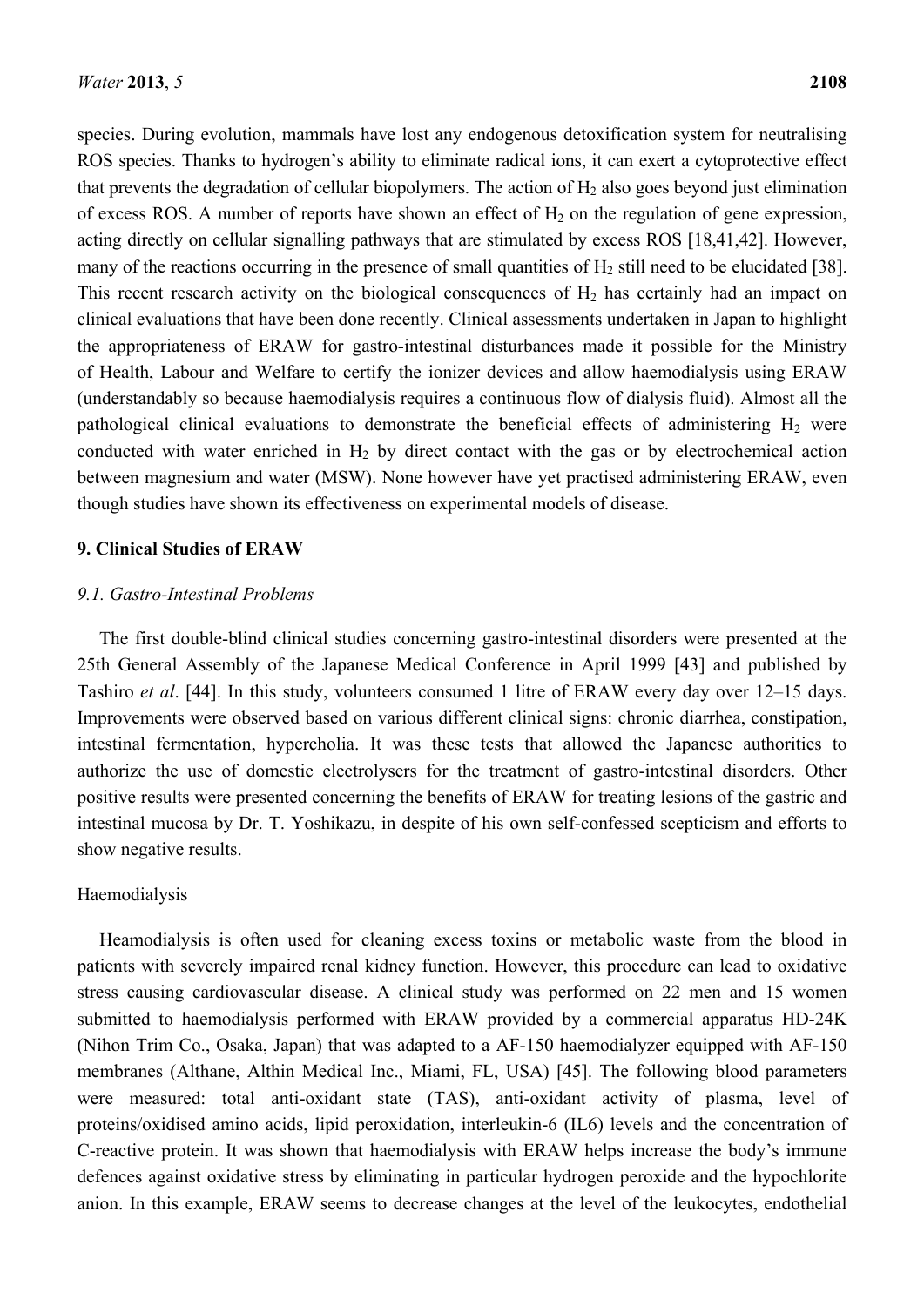species. During evolution, mammals have lost any endogenous detoxification system for neutralising ROS species. Thanks to hydrogen's ability to eliminate radical ions, it can exert a cytoprotective effect that prevents the degradation of cellular biopolymers. The action of $H_2$ also goes beyond just elimination of excess ROS. A number of reports have shown an effect of $H_2$ on the regulation of gene expression, acting directly on cellular signalling pathways that are stimulated by excess ROS [18,41,42]. However, many of the reactions occurring in the presence of small quantities of $H_2$ still need to be elucidated [38]. This recent research activity on the biological consequences of $H_2$ has certainly had an impact on clinical evaluations that have been done recently. Clinical assessments undertaken in Japan to highlight the appropriateness of ERAW for gastro-intestinal disturbances made it possible for the Ministry of Health, Labour and Welfare to certify the ionizer devices and allow haemodialysis using ERAW (understandably so because haemodialysis requires a continuous flow of dialysis fluid). Almost all the pathological clinical evaluations to demonstrate the beneficial effects of administering $H_2$ were conducted with water enriched in $H_2$ by direct contact with the gas or by electrochemical action between magnesium and water (MSW). None however have yet practised administering ERAW, even though studies have shown its effectiveness on experimental models of disease.

## 9. Clinical Studies of ERAW

### *9.1. Gastro-Intestinal Problems*

The first double-blind clinical studies concerning gastro-intestinal disorders were presented at the 25th General Assembly of the Japanese Medical Conference in April 1999 [43] and published by Tashiro *et al*. [44]. In this study, volunteers consumed 1 litre of ERAW every day over 12–15 days. Improvements were observed based on various different clinical signs: chronic diarrhea, constipation, intestinal fermentation, hypercholia. It was these tests that allowed the Japanese authorities to authorize the use of domestic electrolysers for the treatment of gastro-intestinal disorders. Other positive results were presented concerning the benefits of ERAW for treating lesions of the gastric and intestinal mucosa by Dr. T. Yoshikazu, in despite of his own self-confessed scepticism and efforts to show negative results.

Haemodialysis

Heamodialysis is often used for cleaning excess toxins or metabolic waste from the blood in patients with severely impaired renal kidney function. However, this procedure can lead to oxidative stress causing cardiovascular disease. A clinical study was performed on 22 men and 15 women submitted to haemodialysis performed with ERAW provided by a commercial apparatus HD-24K (Nihon Trim Co., Osaka, Japan) that was adapted to a AF-150 haemodialyzer equipped with AF-150 membranes (Althane, Althin Medical Inc., Miami, FL, USA) [45]. The following blood parameters were measured: total anti-oxidant state (TAS), anti-oxidant activity of plasma, level of proteins/oxidised amino acids, lipid peroxidation, interleukin-6 (IL6) levels and the concentration of C-reactive protein. It was shown that haemodialysis with ERAW helps increase the body's immune defences against oxidative stress by eliminating in particular hydrogen peroxide and the hypochlorite anion. In this example, ERAW seems to decrease changes at the level of the leukocytes, endothelial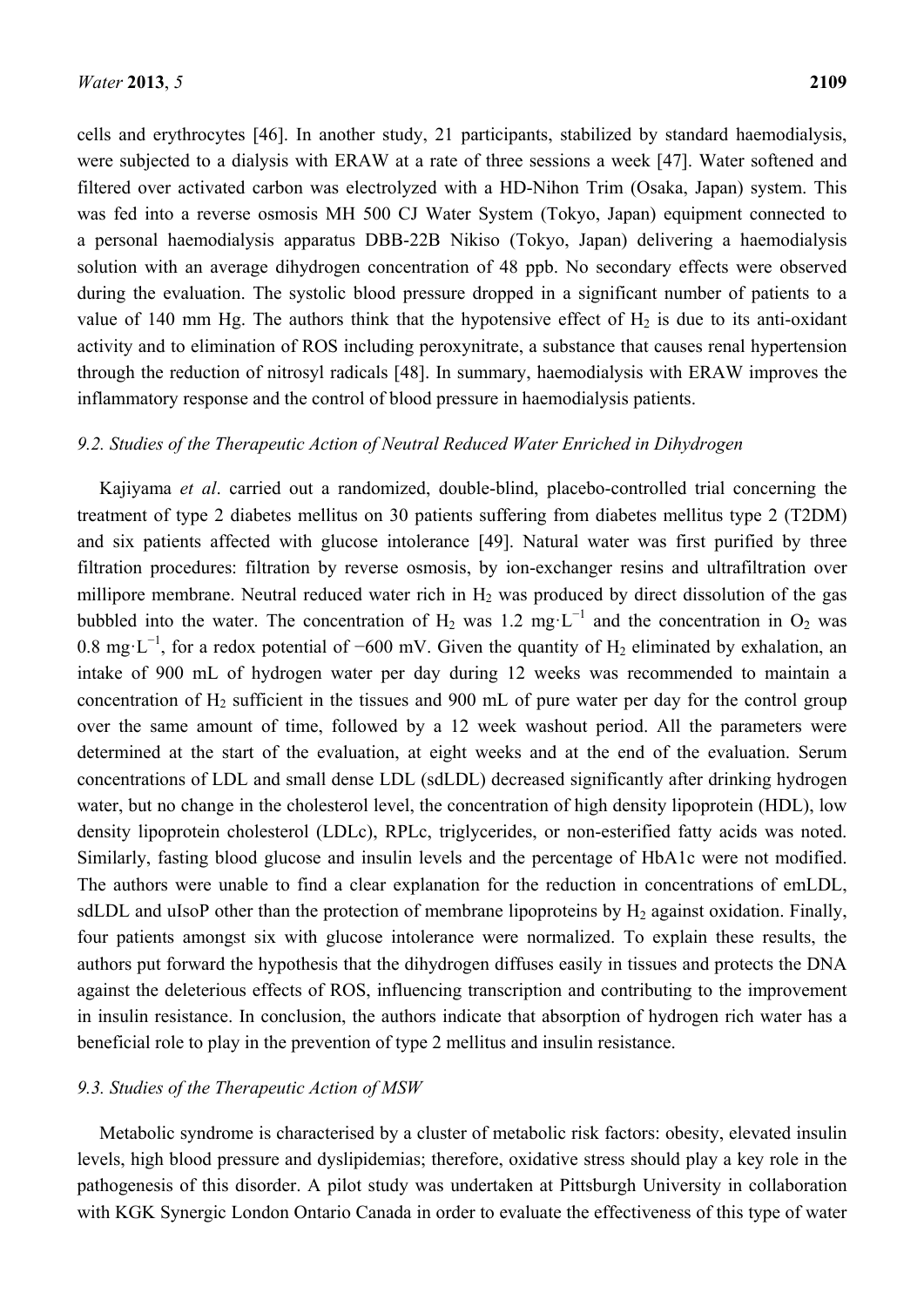cells and erythrocytes [46]. In another study, 21 participants, stabilized by standard haemodialysis, were subjected to a dialysis with ERAW at a rate of three sessions a week [47]. Water softened and filtered over activated carbon was electrolyzed with a HD-Nihon Trim (Osaka, Japan) system. This was fed into a reverse osmosis MH 500 CJ Water System (Tokyo, Japan) equipment connected to a personal haemodialysis apparatus DBB-22B Nikiso (Tokyo, Japan) delivering a haemodialysis solution with an average dihydrogen concentration of 48 ppb. No secondary effects were observed during the evaluation. The systolic blood pressure dropped in a significant number of patients to a value of 140 mm Hg. The authors think that the hypotensive effect of $H_2$ is due to its anti-oxidant activity and to elimination of ROS including peroxynitrate, a substance that causes renal hypertension through the reduction of nitrosyl radicals [48]. In summary, haemodialysis with ERAW improves the inflammatory response and the control of blood pressure in haemodialysis patients.

### *9.2. Studies of the Therapeutic Action of Neutral Reduced Water Enriched in Dihydrogen*

Kajiyama *et al*. carried out a randomized, double-blind, placebo-controlled trial concerning the treatment of type 2 diabetes mellitus on 30 patients suffering from diabetes mellitus type 2 (T2DM) and six patients affected with glucose intolerance [49]. Natural water was first purified by three filtration procedures: filtration by reverse osmosis, by ion-exchanger resins and ultrafiltration over millipore membrane. Neutral reduced water rich in $H_2$ was produced by direct dissolution of the gas bubbled into the water. The concentration of $H_2$ was 1.2 $mg \cdot L^{-1}$ and the concentration in $O_2$ was 0.8 $mg \cdot L^{-1}$, for a redox potential of −600 mV. Given the quantity of $H_2$ eliminated by exhalation, an intake of 900 mL of hydrogen water per day during 12 weeks was recommended to maintain a concentration of $H_2$ sufficient in the tissues and 900 mL of pure water per day for the control group over the same amount of time, followed by a 12 week washout period. All the parameters were determined at the start of the evaluation, at eight weeks and at the end of the evaluation. Serum concentrations of LDL and small dense LDL (sdLDL) decreased significantly after drinking hydrogen water, but no change in the cholesterol level, the concentration of high density lipoprotein (HDL), low density lipoprotein cholesterol (LDLc), RPLc, triglycerides, or non-esterified fatty acids was noted. Similarly, fasting blood glucose and insulin levels and the percentage of HbA1c were not modified. The authors were unable to find a clear explanation for the reduction in concentrations of emLDL, sdLDL and uIsoP other than the protection of membrane lipoproteins by $H_2$ against oxidation. Finally, four patients amongst six with glucose intolerance were normalized. To explain these results, the authors put forward the hypothesis that the dihydrogen diffuses easily in tissues and protects the DNA against the deleterious effects of ROS, influencing transcription and contributing to the improvement in insulin resistance. In conclusion, the authors indicate that absorption of hydrogen rich water has a beneficial role to play in the prevention of type 2 mellitus and insulin resistance.

### *9.3. Studies of the Therapeutic Action of MSW*

Metabolic syndrome is characterised by a cluster of metabolic risk factors: obesity, elevated insulin levels, high blood pressure and dyslipidemias; therefore, oxidative stress should play a key role in the pathogenesis of this disorder. A pilot study was undertaken at Pittsburgh University in collaboration with KGK Synergic London Ontario Canada in order to evaluate the effectiveness of this type of water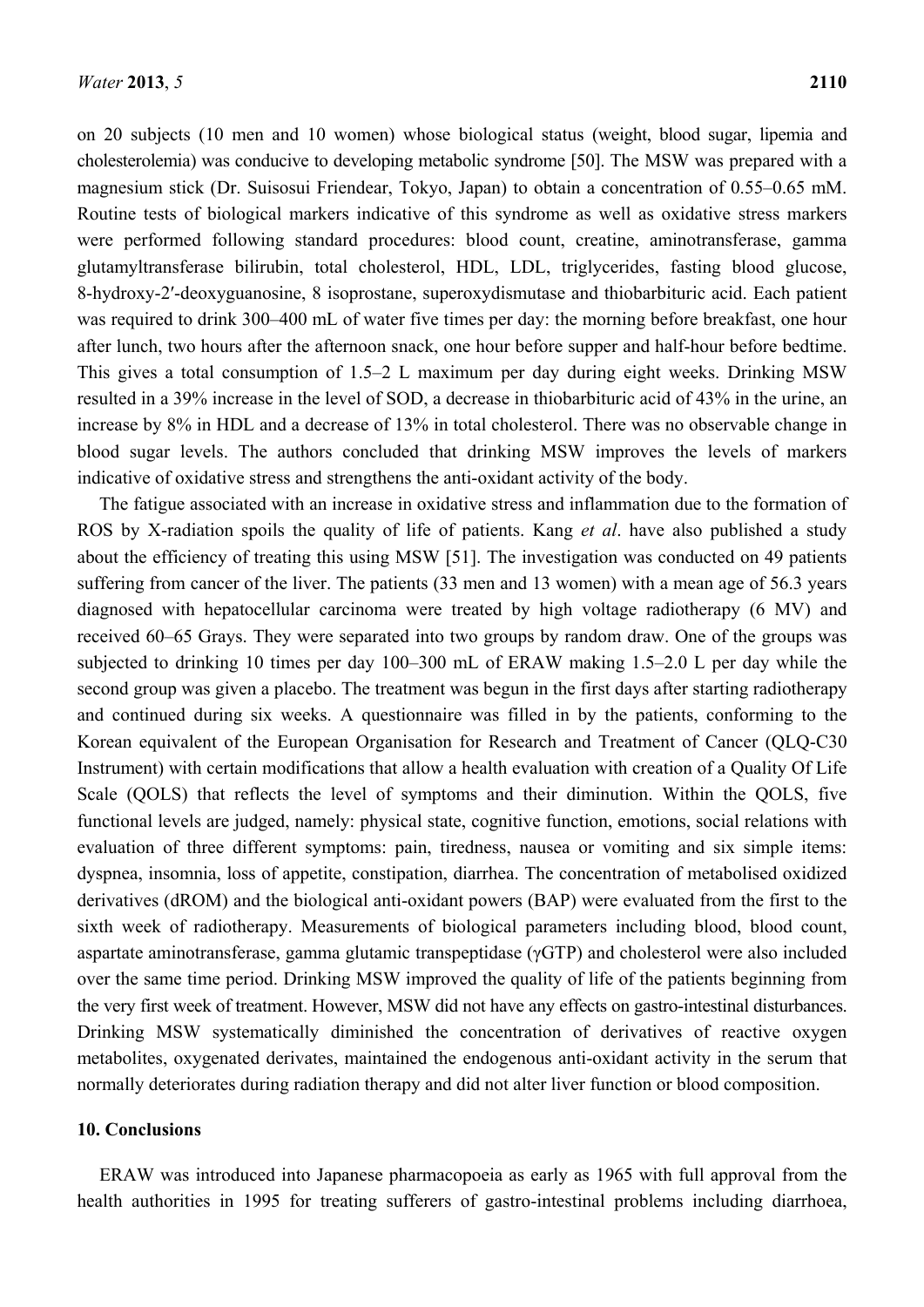on 20 subjects (10 men and 10 women) whose biological status (weight, blood sugar, lipemia and cholesterolemia) was conducive to developing metabolic syndrome [50]. The MSW was prepared with a magnesium stick (Dr. Suisosui Friendear, Tokyo, Japan) to obtain a concentration of 0.55–0.65 mM. Routine tests of biological markers indicative of this syndrome as well as oxidative stress markers were performed following standard procedures: blood count, creatine, aminotransferase, gamma glutamyltransferase bilirubin, total cholesterol, HDL, LDL, triglycerides, fasting blood glucose, 8-hydroxy-2′-deoxyguanosine, 8 isoprostane, superoxydismutase and thiobarbituric acid. Each patient was required to drink 300–400 mL of water five times per day: the morning before breakfast, one hour after lunch, two hours after the afternoon snack, one hour before supper and half-hour before bedtime. This gives a total consumption of 1.5–2 L maximum per day during eight weeks. Drinking MSW resulted in a 39% increase in the level of SOD, a decrease in thiobarbituric acid of 43% in the urine, an increase by 8% in HDL and a decrease of 13% in total cholesterol. There was no observable change in blood sugar levels. The authors concluded that drinking MSW improves the levels of markers indicative of oxidative stress and strengthens the anti-oxidant activity of the body.

The fatigue associated with an increase in oxidative stress and inflammation due to the formation of ROS by X-radiation spoils the quality of life of patients. Kang *et al*. have also published a study about the efficiency of treating this using MSW [51]. The investigation was conducted on 49 patients suffering from cancer of the liver. The patients (33 men and 13 women) with a mean age of 56.3 years diagnosed with hepatocellular carcinoma were treated by high voltage radiotherapy (6 MV) and received 60–65 Grays. They were separated into two groups by random draw. One of the groups was subjected to drinking 10 times per day 100–300 mL of ERAW making 1.5–2.0 L per day while the second group was given a placebo. The treatment was begun in the first days after starting radiotherapy and continued during six weeks. A questionnaire was filled in by the patients, conforming to the Korean equivalent of the European Organisation for Research and Treatment of Cancer (QLQ-C30 Instrument) with certain modifications that allow a health evaluation with creation of a Quality Of Life Scale (QOLS) that reflects the level of symptoms and their diminution. Within the QOLS, five functional levels are judged, namely: physical state, cognitive function, emotions, social relations with evaluation of three different symptoms: pain, tiredness, nausea or vomiting and six simple items: dyspnea, insomnia, loss of appetite, constipation, diarrhea. The concentration of metabolised oxidized derivatives (dROM) and the biological anti-oxidant powers (BAP) were evaluated from the first to the sixth week of radiotherapy. Measurements of biological parameters including blood, blood count, aspartate aminotransferase, gamma glutamic transpeptidase (γGTP) and cholesterol were also included over the same time period. Drinking MSW improved the quality of life of the patients beginning from the very first week of treatment. However, MSW did not have any effects on gastro-intestinal disturbances. Drinking MSW systematically diminished the concentration of derivatives of reactive oxygen metabolites, oxygenated derivates, maintained the endogenous anti-oxidant activity in the serum that normally deteriorates during radiation therapy and did not alter liver function or blood composition.

## 10. Conclusions

ERAW was introduced into Japanese pharmacopoeia as early as 1965 with full approval from the health authorities in 1995 for treating sufferers of gastro-intestinal problems including diarrhoea,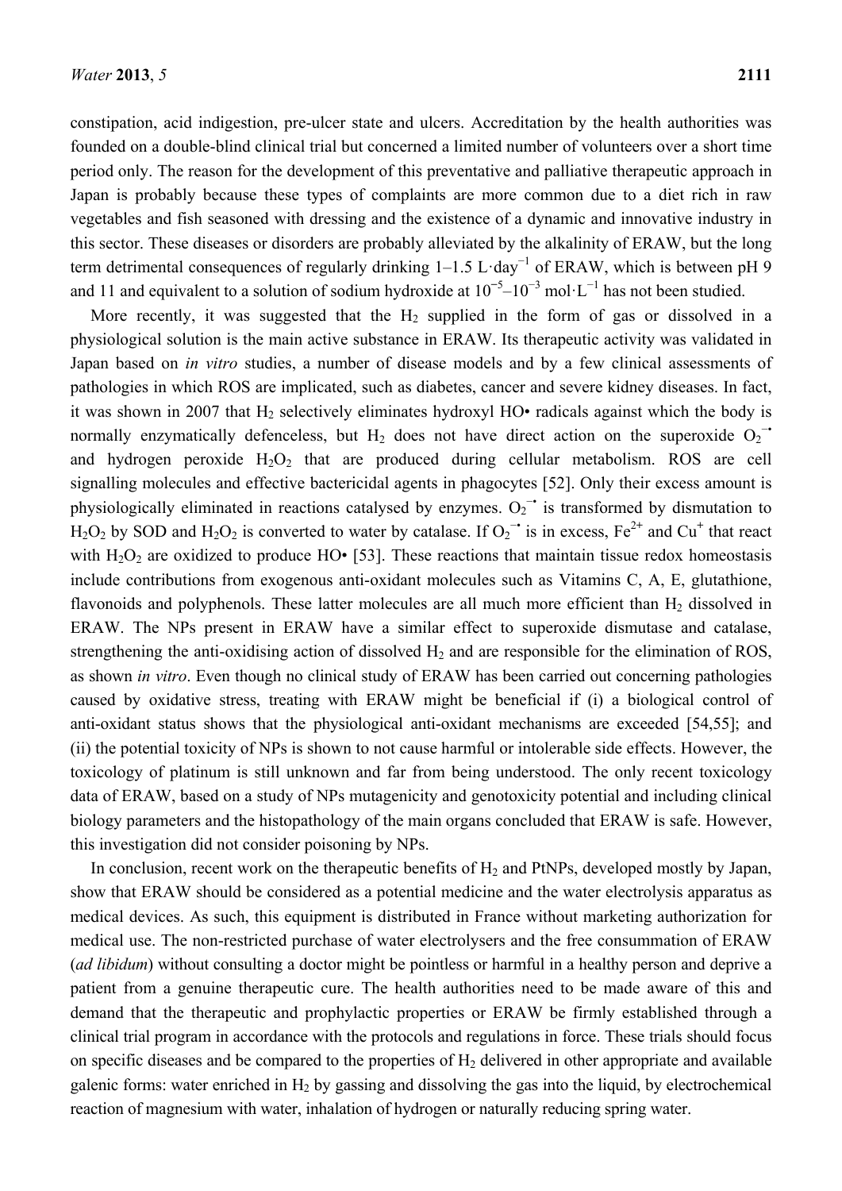constipation, acid indigestion, pre-ulcer state and ulcers. Accreditation by the health authorities was founded on a double-blind clinical trial but concerned a limited number of volunteers over a short time period only. The reason for the development of this preventative and palliative therapeutic approach in Japan is probably because these types of complaints are more common due to a diet rich in raw vegetables and fish seasoned with dressing and the existence of a dynamic and innovative industry in this sector. These diseases or disorders are probably alleviated by the alkalinity of ERAW, but the long term detrimental consequences of regularly drinking 1–1.5 $L \cdot day^{-1}$ of ERAW, which is between pH 9 and 11 and equivalent to a solution of sodium hydroxide at $10^{-5}$–$10^{-3}$ $mol \cdot L^{-1}$ has not been studied.

More recently, it was suggested that the $H_2$ supplied in the form of gas or dissolved in a physiological solution is the main active substance in ERAW. Its therapeutic activity was validated in Japan based on *in vitro* studies, a number of disease models and by a few clinical assessments of pathologies in which ROS are implicated, such as diabetes, cancer and severe kidney diseases. In fact, it was shown in 2007 that $H_2$ selectively eliminates hydroxyl HO• radicals against which the body is normally enzymatically defenceless, but $H_2$ does not have direct action on the superoxide $O_2^{-•}$ and hydrogen peroxide $H_2O_2$ that are produced during cellular metabolism. ROS are cell signalling molecules and effective bactericidal agents in phagocytes [52]. Only their excess amount is physiologically eliminated in reactions catalysed by enzymes. $O_2^{-•}$ is transformed by dismutation to $H_2O_2$ by SOD and $H_2O_2$ is converted to water by catalase. If $O_2^{-•}$ is in excess, $Fe^{2+}$ and $Cu^{+}$ that react with $H_2O_2$ are oxidized to produce HO• [53]. These reactions that maintain tissue redox homeostasis include contributions from exogenous anti-oxidant molecules such as Vitamins C, A, E, glutathione, flavonoids and polyphenols. These latter molecules are all much more efficient than $H_2$ dissolved in ERAW. The NPs present in ERAW have a similar effect to superoxide dismutase and catalase, strengthening the anti-oxidising action of dissolved $H_2$ and are responsible for the elimination of ROS, as shown *in vitro*. Even though no clinical study of ERAW has been carried out concerning pathologies caused by oxidative stress, treating with ERAW might be beneficial if (i) a biological control of anti-oxidant status shows that the physiological anti-oxidant mechanisms are exceeded [54,55]; and (ii) the potential toxicity of NPs is shown to not cause harmful or intolerable side effects. However, the toxicology of platinum is still unknown and far from being understood. The only recent toxicology data of ERAW, based on a study of NPs mutagenicity and genotoxicity potential and including clinical biology parameters and the histopathology of the main organs concluded that ERAW is safe. However, this investigation did not consider poisoning by NPs.

In conclusion, recent work on the therapeutic benefits of $H_2$ and PtNPs, developed mostly by Japan, show that ERAW should be considered as a potential medicine and the water electrolysis apparatus as medical devices. As such, this equipment is distributed in France without marketing authorization for medical use. The non-restricted purchase of water electrolysers and the free consummation of ERAW (*ad libidum*) without consulting a doctor might be pointless or harmful in a healthy person and deprive a patient from a genuine therapeutic cure. The health authorities need to be made aware of this and demand that the therapeutic and prophylactic properties or ERAW be firmly established through a clinical trial program in accordance with the protocols and regulations in force. These trials should focus on specific diseases and be compared to the properties of $H_2$ delivered in other appropriate and available galenic forms: water enriched in $H_2$ by gassing and dissolving the gas into the liquid, by electrochemical reaction of magnesium with water, inhalation of hydrogen or naturally reducing spring water.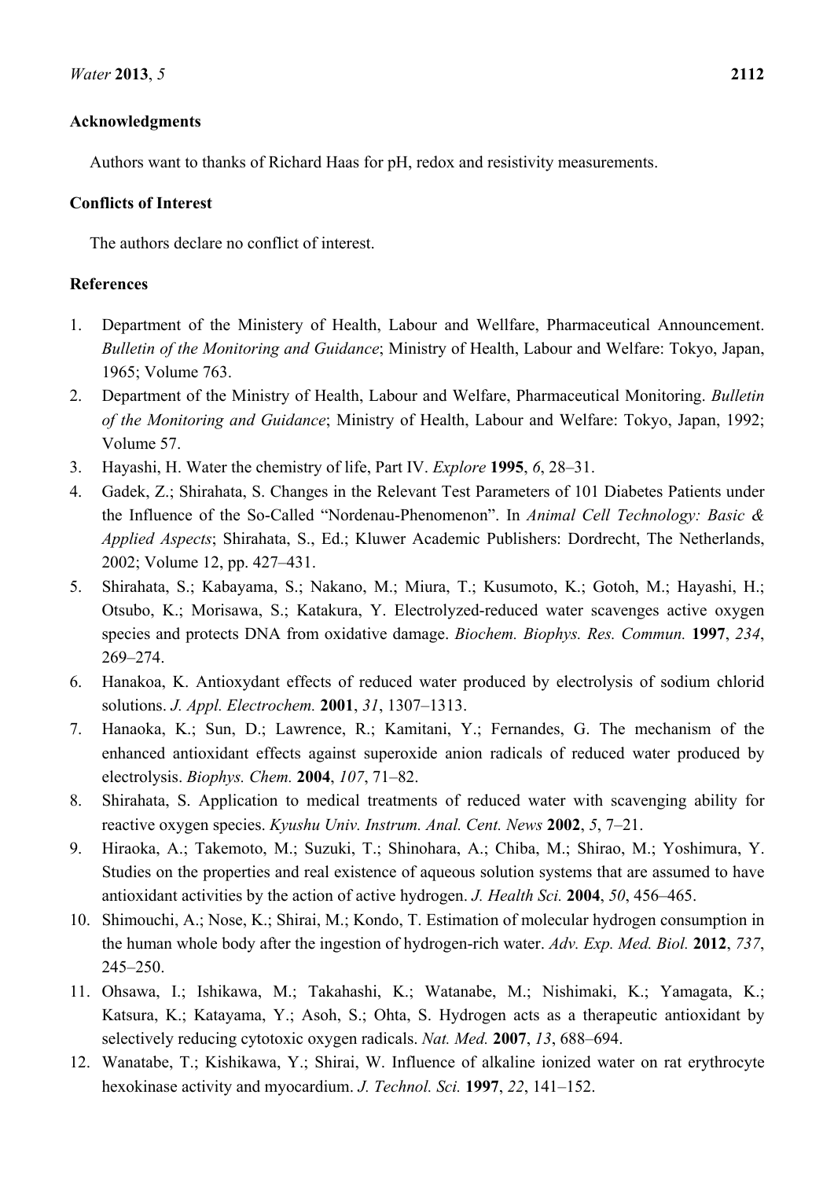## Acknowledgments

Authors want to thanks of Richard Haas for pH, redox and resistivity measurements.

## Conflicts of Interest

The authors declare no conflict of interest.

## References

1. Department of the Ministery of Health, Labour and Wellfare, Pharmaceutical Announcement. *Bulletin of the Monitoring and Guidance*; Ministry of Health, Labour and Welfare: Tokyo, Japan, 1965; Volume 763.
2. Department of the Ministry of Health, Labour and Welfare, Pharmaceutical Monitoring. *Bulletin of the Monitoring and Guidance*; Ministry of Health, Labour and Welfare: Tokyo, Japan, 1992; Volume 57.
3. Hayashi, H. Water the chemistry of life, Part IV. *Explore* **1995**, *6*, 28–31.
4. Gadek, Z.; Shirahata, S. Changes in the Relevant Test Parameters of 101 Diabetes Patients under the Influence of the So-Called "Nordenau-Phenomenon". In *Animal Cell Technology: Basic & Applied Aspects*; Shirahata, S., Ed.; Kluwer Academic Publishers: Dordrecht, The Netherlands, 2002; Volume 12, pp. 427–431.
5. Shirahata, S.; Kabayama, S.; Nakano, M.; Miura, T.; Kusumoto, K.; Gotoh, M.; Hayashi, H.; Otsubo, K.; Morisawa, S.; Katakura, Y. Electrolyzed-reduced water scavenges active oxygen species and protects DNA from oxidative damage. *Biochem. Biophys. Res. Commun.* **1997**, *234*, 269–274.
6. Hanakoa, K. Antioxydant effects of reduced water produced by electrolysis of sodium chlorid solutions. *J. Appl. Electrochem.* **2001**, *31*, 1307–1313.
7. Hanaoka, K.; Sun, D.; Lawrence, R.; Kamitani, Y.; Fernandes, G. The mechanism of the enhanced antioxidant effects against superoxide anion radicals of reduced water produced by electrolysis. *Biophys. Chem.* **2004**, *107*, 71–82.
8. Shirahata, S. Application to medical treatments of reduced water with scavenging ability for reactive oxygen species. *Kyushu Univ. Instrum. Anal. Cent. News* **2002**, *5*, 7–21.
9. Hiraoka, A.; Takemoto, M.; Suzuki, T.; Shinohara, A.; Chiba, M.; Shirao, M.; Yoshimura, Y. Studies on the properties and real existence of aqueous solution systems that are assumed to have antioxidant activities by the action of active hydrogen. *J. Health Sci.* **2004**, *50*, 456–465.
10. Shimouchi, A.; Nose, K.; Shirai, M.; Kondo, T. Estimation of molecular hydrogen consumption in the human whole body after the ingestion of hydrogen-rich water. *Adv. Exp. Med. Biol.* **2012**, *737*, 245–250.
11. Ohsawa, I.; Ishikawa, M.; Takahashi, K.; Watanabe, M.; Nishimaki, K.; Yamagata, K.; Katsura, K.; Katayama, Y.; Asoh, S.; Ohta, S. Hydrogen acts as a therapeutic antioxidant by selectively reducing cytotoxic oxygen radicals. *Nat. Med.* **2007**, *13*, 688–694.
12. Wanatabe, T.; Kishikawa, Y.; Shirai, W. Influence of alkaline ionized water on rat erythrocyte hexokinase activity and myocardium. *J. Technol. Sci.* **1997**, *22*, 141–152.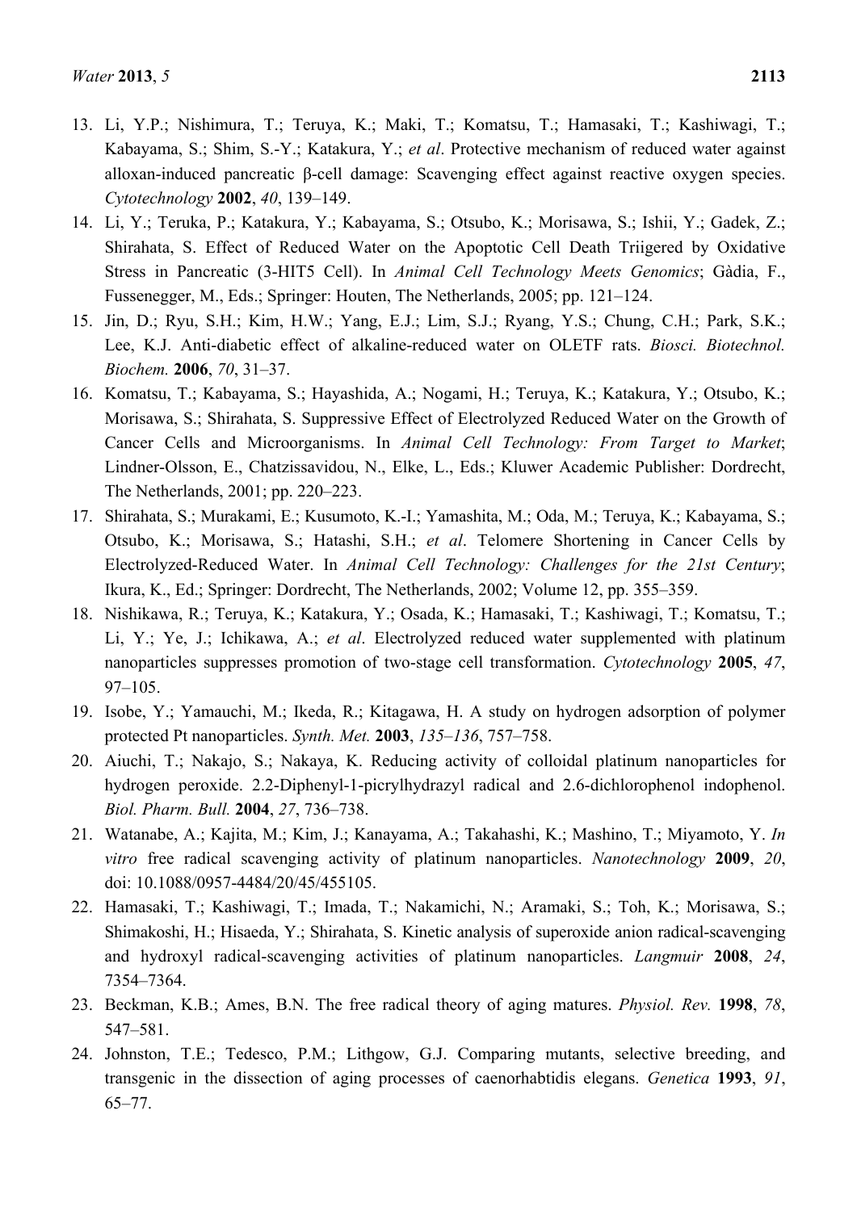13. Li, Y.P.; Nishimura, T.; Teruya, K.; Maki, T.; Komatsu, T.; Hamasaki, T.; Kashiwagi, T.; Kabayama, S.; Shim, S.-Y.; Katakura, Y.; *et al*. Protective mechanism of reduced water against alloxan-induced pancreatic β-cell damage: Scavenging effect against reactive oxygen species. *Cytotechnology* **2002**, *40*, 139–149.
14. Li, Y.; Teruka, P.; Katakura, Y.; Kabayama, S.; Otsubo, K.; Morisawa, S.; Ishii, Y.; Gadek, Z.; Shirahata, S. Effect of Reduced Water on the Apoptotic Cell Death Triigered by Oxidative Stress in Pancreatic (3-HIT5 Cell). In *Animal Cell Technology Meets Genomics*; Gàdia, F., Fussenegger, M., Eds.; Springer: Houten, The Netherlands, 2005; pp. 121–124.
15. Jin, D.; Ryu, S.H.; Kim, H.W.; Yang, E.J.; Lim, S.J.; Ryang, Y.S.; Chung, C.H.; Park, S.K.; Lee, K.J. Anti-diabetic effect of alkaline-reduced water on OLETF rats. *Biosci. Biotechnol. Biochem.* **2006**, *70*, 31–37.
16. Komatsu, T.; Kabayama, S.; Hayashida, A.; Nogami, H.; Teruya, K.; Katakura, Y.; Otsubo, K.; Morisawa, S.; Shirahata, S. Suppressive Effect of Electrolyzed Reduced Water on the Growth of Cancer Cells and Microorganisms. In *Animal Cell Technology: From Target to Market*; Lindner-Olsson, E., Chatzissavidou, N., Elke, L., Eds.; Kluwer Academic Publisher: Dordrecht, The Netherlands, 2001; pp. 220–223.
17. Shirahata, S.; Murakami, E.; Kusumoto, K.-I.; Yamashita, M.; Oda, M.; Teruya, K.; Kabayama, S.; Otsubo, K.; Morisawa, S.; Hatashi, S.H.; *et al*. Telomere Shortening in Cancer Cells by Electrolyzed-Reduced Water. In *Animal Cell Technology: Challenges for the 21st Century*; Ikura, K., Ed.; Springer: Dordrecht, The Netherlands, 2002; Volume 12, pp. 355–359.
18. Nishikawa, R.; Teruya, K.; Katakura, Y.; Osada, K.; Hamasaki, T.; Kashiwagi, T.; Komatsu, T.; Li, Y.; Ye, J.; Ichikawa, A.; *et al*. Electrolyzed reduced water supplemented with platinum nanoparticles suppresses promotion of two-stage cell transformation. *Cytotechnology* **2005**, *47*, 97–105.
19. Isobe, Y.; Yamauchi, M.; Ikeda, R.; Kitagawa, H. A study on hydrogen adsorption of polymer protected Pt nanoparticles. *Synth. Met.* **2003**, *135–136*, 757–758.
20. Aiuchi, T.; Nakajo, S.; Nakaya, K. Reducing activity of colloidal platinum nanoparticles for hydrogen peroxide. 2.2-Diphenyl-1-picrylhydrazyl radical and 2.6-dichlorophenol indophenol. *Biol. Pharm. Bull.* **2004**, *27*, 736–738.
21. Watanabe, A.; Kajita, M.; Kim, J.; Kanayama, A.; Takahashi, K.; Mashino, T.; Miyamoto, Y. *In vitro* free radical scavenging activity of platinum nanoparticles. *Nanotechnology* **2009**, *20*, doi: 10.1088/0957-4484/20/45/455105.
22. Hamasaki, T.; Kashiwagi, T.; Imada, T.; Nakamichi, N.; Aramaki, S.; Toh, K.; Morisawa, S.; Shimakoshi, H.; Hisaeda, Y.; Shirahata, S. Kinetic analysis of superoxide anion radical-scavenging and hydroxyl radical-scavenging activities of platinum nanoparticles. *Langmuir* **2008**, *24*, 7354–7364.
23. Beckman, K.B.; Ames, B.N. The free radical theory of aging matures. *Physiol. Rev.* **1998**, *78*, 547–581.
24. Johnston, T.E.; Tedesco, P.M.; Lithgow, G.J. Comparing mutants, selective breeding, and transgenic in the dissection of aging processes of caenorhabtidis elegans. *Genetica* **1993**, *91*, 65–77.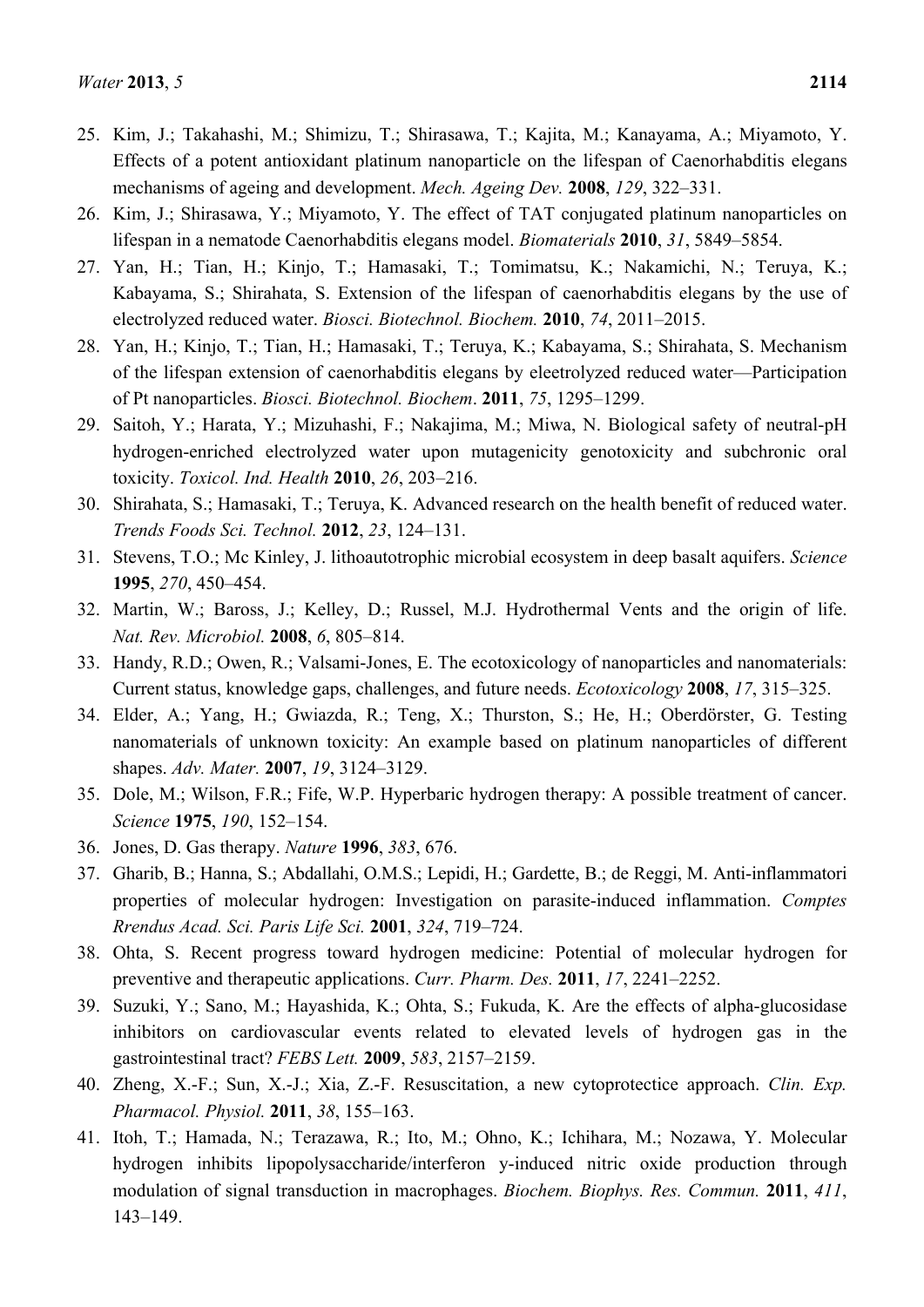25. Kim, J.; Takahashi, M.; Shimizu, T.; Shirasawa, T.; Kajita, M.; Kanayama, A.; Miyamoto, Y. Effects of a potent antioxidant platinum nanoparticle on the lifespan of Caenorhabditis elegans mechanisms of ageing and development. *Mech. Ageing Dev.* **2008**, *129*, 322–331.
26. Kim, J.; Shirasawa, Y.; Miyamoto, Y. The effect of TAT conjugated platinum nanoparticles on lifespan in a nematode Caenorhabditis elegans model. *Biomaterials* **2010**, *31*, 5849–5854.
27. Yan, H.; Tian, H.; Kinjo, T.; Hamasaki, T.; Tomimatsu, K.; Nakamichi, N.; Teruya, K.; Kabayama, S.; Shirahata, S. Extension of the lifespan of caenorhabditis elegans by the use of electrolyzed reduced water. *Biosci. Biotechnol. Biochem.* **2010**, *74*, 2011–2015.
28. Yan, H.; Kinjo, T.; Tian, H.; Hamasaki, T.; Teruya, K.; Kabayama, S.; Shirahata, S. Mechanism of the lifespan extension of caenorhabditis elegans by eleetrolyzed reduced water—Participation of Pt nanoparticles. *Biosci. Biotechnol. Biochem*. **2011**, *75*, 1295–1299.
29. Saitoh, Y.; Harata, Y.; Mizuhashi, F.; Nakajima, M.; Miwa, N. Biological safety of neutral-pH hydrogen-enriched electrolyzed water upon mutagenicity genotoxicity and subchronic oral toxicity. *Toxicol. Ind. Health* **2010**, *26*, 203–216.
30. Shirahata, S.; Hamasaki, T.; Teruya, K. Advanced research on the health benefit of reduced water. *Trends Foods Sci. Technol.* **2012**, *23*, 124–131.
31. Stevens, T.O.; Mc Kinley, J. lithoautotrophic microbial ecosystem in deep basalt aquifers. *Science* **1995**, *270*, 450–454.
32. Martin, W.; Baross, J.; Kelley, D.; Russel, M.J. Hydrothermal Vents and the origin of life. *Nat. Rev. Microbiol.* **2008**, *6*, 805–814.
33. Handy, R.D.; Owen, R.; Valsami-Jones, E. The ecotoxicology of nanoparticles and nanomaterials: Current status, knowledge gaps, challenges, and future needs. *Ecotoxicology* **2008**, *17*, 315–325.
34. Elder, A.; Yang, H.; Gwiazda, R.; Teng, X.; Thurston, S.; He, H.; Oberdörster, G. Testing nanomaterials of unknown toxicity: An example based on platinum nanoparticles of different shapes. *Adv. Mater.* **2007**, *19*, 3124–3129.
35. Dole, M.; Wilson, F.R.; Fife, W.P. Hyperbaric hydrogen therapy: A possible treatment of cancer. *Science* **1975**, *190*, 152–154.
36. Jones, D. Gas therapy. *Nature* **1996**, *383*, 676.
37. Gharib, B.; Hanna, S.; Abdallahi, O.M.S.; Lepidi, H.; Gardette, B.; de Reggi, M. Anti-inflammatori properties of molecular hydrogen: Investigation on parasite-induced inflammation. *Comptes Rrendus Acad. Sci. Paris Life Sci.* **2001**, *324*, 719–724.
38. Ohta, S. Recent progress toward hydrogen medicine: Potential of molecular hydrogen for preventive and therapeutic applications. *Curr. Pharm. Des.* **2011**, *17*, 2241–2252.
39. Suzuki, Y.; Sano, M.; Hayashida, K.; Ohta, S.; Fukuda, K. Are the effects of alpha-glucosidase inhibitors on cardiovascular events related to elevated levels of hydrogen gas in the gastrointestinal tract? *FEBS Lett.* **2009**, *583*, 2157–2159.
40. Zheng, X.-F.; Sun, X.-J.; Xia, Z.-F. Resuscitation, a new cytoprotectice approach. *Clin. Exp. Pharmacol. Physiol.* **2011**, *38*, 155–163.
41. Itoh, T.; Hamada, N.; Terazawa, R.; Ito, M.; Ohno, K.; Ichihara, M.; Nozawa, Y. Molecular hydrogen inhibits lipopolysaccharide/interferon y-induced nitric oxide production through modulation of signal transduction in macrophages. *Biochem. Biophys. Res. Commun.* **2011**, *411*, 143–149.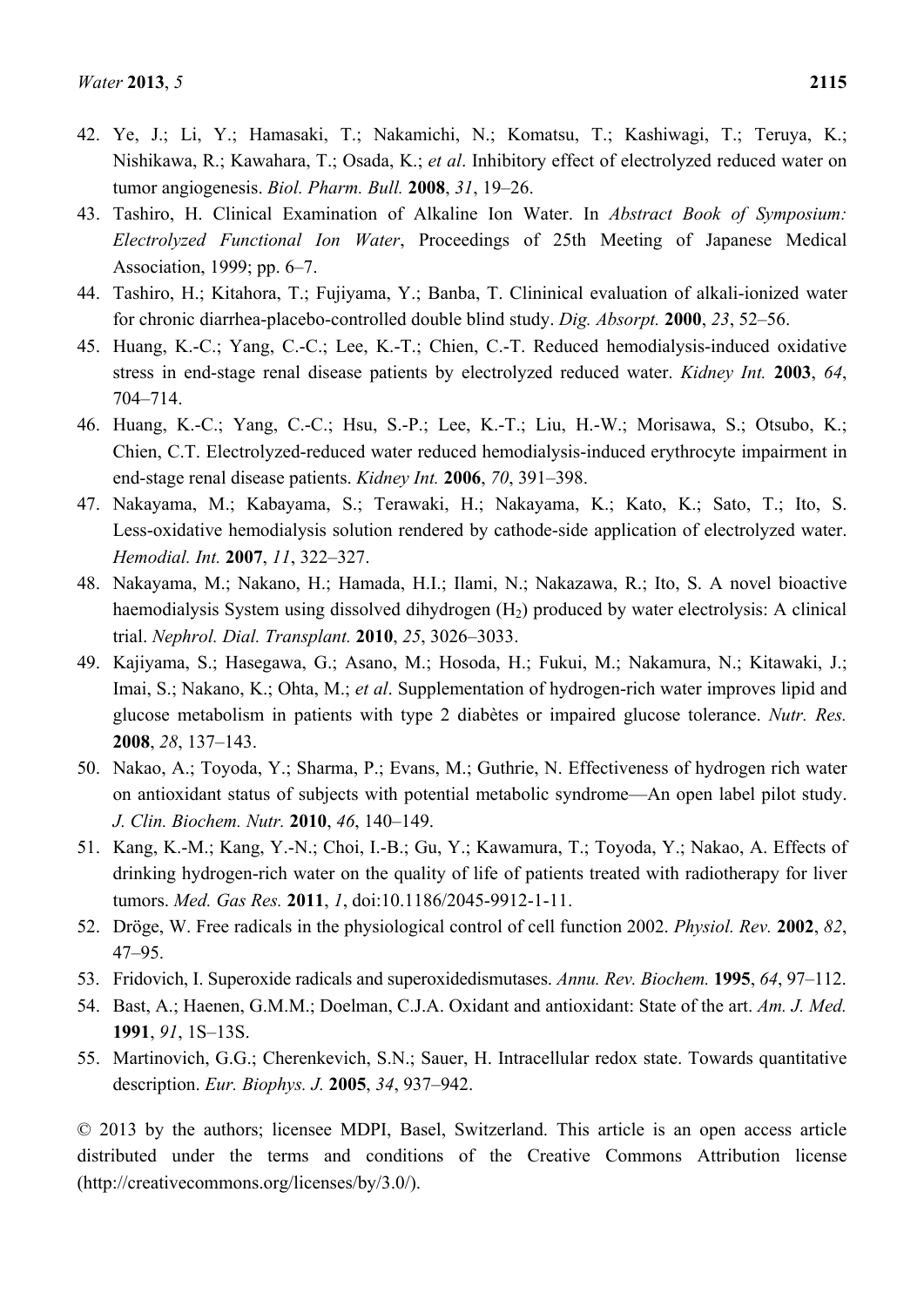42. Ye, J.; Li, Y.; Hamasaki, T.; Nakamichi, N.; Komatsu, T.; Kashiwagi, T.; Teruya, K.; Nishikawa, R.; Kawahara, T.; Osada, K.; *et al*. Inhibitory effect of electrolyzed reduced water on tumor angiogenesis. *Biol. Pharm. Bull.* **2008**, *31*, 19–26.
43. Tashiro, H. Clinical Examination of Alkaline Ion Water. In *Abstract Book of Symposium: Electrolyzed Functional Ion Water*, Proceedings of 25th Meeting of Japanese Medical Association, 1999; pp. 6–7.
44. Tashiro, H.; Kitahora, T.; Fujiyama, Y.; Banba, T. Clininical evaluation of alkali-ionized water for chronic diarrhea-placebo-controlled double blind study. *Dig. Absorpt.* **2000**, *23*, 52–56.
45. Huang, K.-C.; Yang, C.-C.; Lee, K.-T.; Chien, C.-T. Reduced hemodialysis-induced oxidative stress in end-stage renal disease patients by electrolyzed reduced water. *Kidney Int.* **2003**, *64*, 704–714.
46. Huang, K.-C.; Yang, C.-C.; Hsu, S.-P.; Lee, K.-T.; Liu, H.-W.; Morisawa, S.; Otsubo, K.; Chien, C.T. Electrolyzed-reduced water reduced hemodialysis-induced erythrocyte impairment in end-stage renal disease patients. *Kidney Int.* **2006**, *70*, 391–398.
47. Nakayama, M.; Kabayama, S.; Terawaki, H.; Nakayama, K.; Kato, K.; Sato, T.; Ito, S. Less-oxidative hemodialysis solution rendered by cathode-side application of electrolyzed water. *Hemodial. Int.* **2007**, *11*, 322–327.
48. Nakayama, M.; Nakano, H.; Hamada, H.I.; Ilami, N.; Nakazawa, R.; Ito, S. A novel bioactive haemodialysis System using dissolved dihydrogen ($H_2$) produced by water electrolysis: A clinical trial. *Nephrol. Dial. Transplant.* **2010**, *25*, 3026–3033.
49. Kajiyama, S.; Hasegawa, G.; Asano, M.; Hosoda, H.; Fukui, M.; Nakamura, N.; Kitawaki, J.; Imai, S.; Nakano, K.; Ohta, M.; *et al*. Supplementation of hydrogen-rich water improves lipid and glucose metabolism in patients with type 2 diabètes or impaired glucose tolerance. *Nutr. Res.* **2008**, *28*, 137–143.
50. Nakao, A.; Toyoda, Y.; Sharma, P.; Evans, M.; Guthrie, N. Effectiveness of hydrogen rich water on antioxidant status of subjects with potential metabolic syndrome—An open label pilot study. *J. Clin. Biochem. Nutr.* **2010**, *46*, 140–149.
51. Kang, K.-M.; Kang, Y.-N.; Choi, I.-B.; Gu, Y.; Kawamura, T.; Toyoda, Y.; Nakao, A. Effects of drinking hydrogen-rich water on the quality of life of patients treated with radiotherapy for liver tumors. *Med. Gas Res.* **2011**, *1*, doi:10.1186/2045-9912-1-11.
52. Dröge, W. Free radicals in the physiological control of cell function 2002. *Physiol. Rev.* **2002**, *82*, 47–95.
53. Fridovich, I. Superoxide radicals and superoxidedismutases. *Annu. Rev. Biochem.* **1995**, *64*, 97–112.
54. Bast, A.; Haenen, G.M.M.; Doelman, C.J.A. Oxidant and antioxidant: State of the art. *Am. J. Med.* **1991**, *91*, 1S–13S.
55. Martinovich, G.G.; Cherenkevich, S.N.; Sauer, H. Intracellular redox state. Towards quantitative description. *Eur. Biophys. J.* **2005**, *34*, 937–942.

© 2013 by the authors; licensee MDPI, Basel, Switzerland. This article is an open access article distributed under the terms and conditions of the Creative Commons Attribution license (http://creativecommons.org/licenses/by/3.0/).